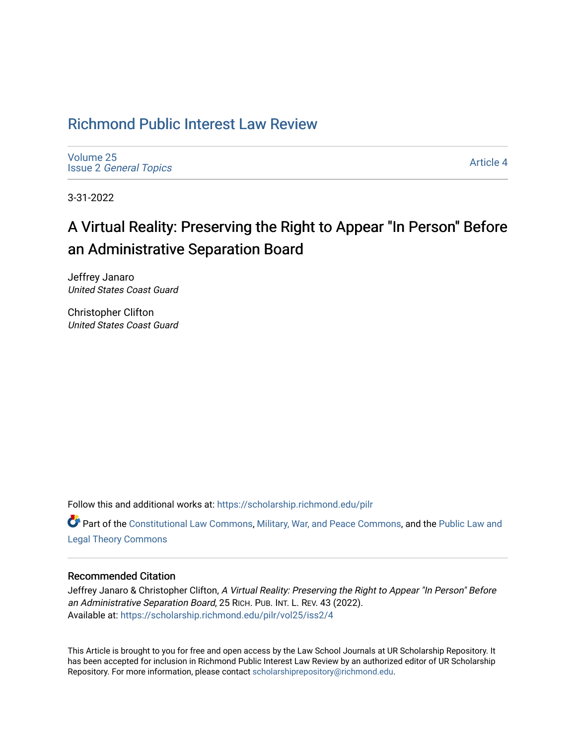# Richmond Public Interest Law Review

Volume 25
Issue 2 *General Topics*

Article 4

3-31-2022

## A Virtual Reality: Preserving the Right to Appear "In Person" Before an Administrative Separation Board

Jeffrey Janaro
*United States Coast Guard*

Christopher Clifton
*United States Coast Guard*

Follow this and additional works at: https://scholarship.richmond.edu/pilr

Part of the Constitutional Law Commons, Military, War, and Peace Commons, and the Public Law and Legal Theory Commons

### Recommended Citation

Jeffrey Janaro & Christopher Clifton, *A Virtual Reality: Preserving the Right to Appear "In Person" Before an Administrative Separation Board*, 25 RICH. PUB. INT. L. REV. 43 (2022).
Available at: https://scholarship.richmond.edu/pilr/vol25/iss2/4

This Article is brought to you for free and open access by the Law School Journals at UR Scholarship Repository. It has been accepted for inclusion in Richmond Public Interest Law Review by an authorized editor of UR Scholarship Repository. For more information, please contact scholarshiprepository@richmond.edu.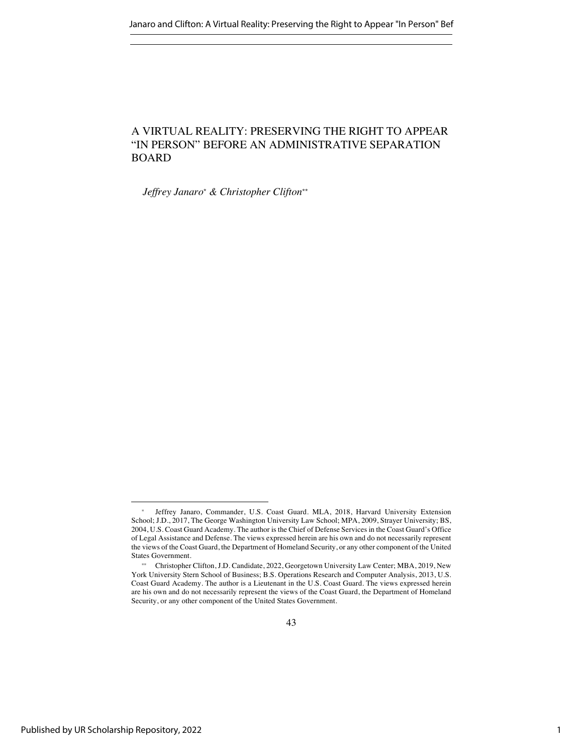# A VIRTUAL REALITY: PRESERVING THE RIGHT TO APPEAR "IN PERSON" BEFORE AN ADMINISTRATIVE SEPARATION BOARD

*Jeffrey Janaro*[*] *& Christopher Clifton*[**]

[*] Jeffrey Janaro, Commander, U.S. Coast Guard. MLA, 2018, Harvard University Extension School; J.D., 2017, The George Washington University Law School; MPA, 2009, Strayer University; BS, 2004, U.S. Coast Guard Academy. The author is the Chief of Defense Services in the Coast Guard's Office of Legal Assistance and Defense. The views expressed herein are his own and do not necessarily represent the views of the Coast Guard, the Department of Homeland Security, or any other component of the United States Government.

[**] Christopher Clifton, J.D. Candidate, 2022, Georgetown University Law Center; MBA, 2019, New York University Stern School of Business; B.S. Operations Research and Computer Analysis, 2013, U.S. Coast Guard Academy. The author is a Lieutenant in the U.S. Coast Guard. The views expressed herein are his own and do not necessarily represent the views of the Coast Guard, the Department of Homeland Security, or any other component of the United States Government.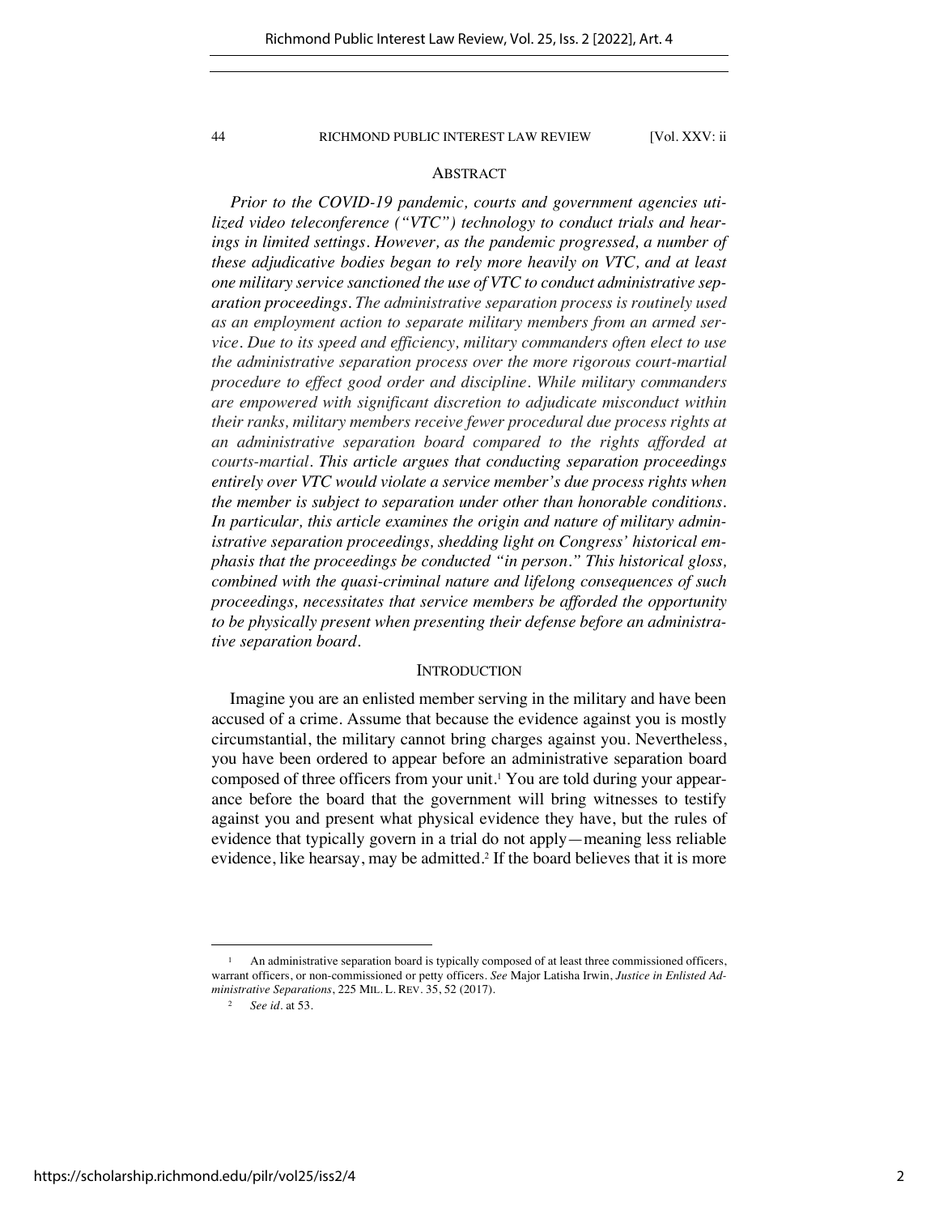## ABSTRACT

*Prior to the COVID-19 pandemic, courts and government agencies utilized video teleconference ("VTC") technology to conduct trials and hearings in limited settings. However, as the pandemic progressed, a number of these adjudicative bodies began to rely more heavily on VTC, and at least one military service sanctioned the use of VTC to conduct administrative separation proceedings. The administrative separation process is routinely used as an employment action to separate military members from an armed service. Due to its speed and efficiency, military commanders often elect to use the administrative separation process over the more rigorous court-martial procedure to effect good order and discipline. While military commanders are empowered with significant discretion to adjudicate misconduct within their ranks, military members receive fewer procedural due process rights at an administrative separation board compared to the rights afforded at courts-martial. This article argues that conducting separation proceedings entirely over VTC would violate a service member's due process rights when the member is subject to separation under other than honorable conditions. In particular, this article examines the origin and nature of military administrative separation proceedings, shedding light on Congress' historical emphasis that the proceedings be conducted "in person." This historical gloss, combined with the quasi-criminal nature and lifelong consequences of such proceedings, necessitates that service members be afforded the opportunity to be physically present when presenting their defense before an administrative separation board.*

## INTRODUCTION

Imagine you are an enlisted member serving in the military and have been accused of a crime. Assume that because the evidence against you is mostly circumstantial, the military cannot bring charges against you. Nevertheless, you have been ordered to appear before an administrative separation board composed of three officers from your unit.[1] You are told during your appearance before the board that the government will bring witnesses to testify against you and present what physical evidence they have, but the rules of evidence that typically govern in a trial do not apply—meaning less reliable evidence, like hearsay, may be admitted.[2] If the board believes that it is more

---

[1] An administrative separation board is typically composed of at least three commissioned officers, warrant officers, or non-commissioned or petty officers. *See* Major Latisha Irwin, *Justice in Enlisted Administrative Separations*, 225 MIL. L. REV. 35, 52 (2017).

[2] *See id.* at 53.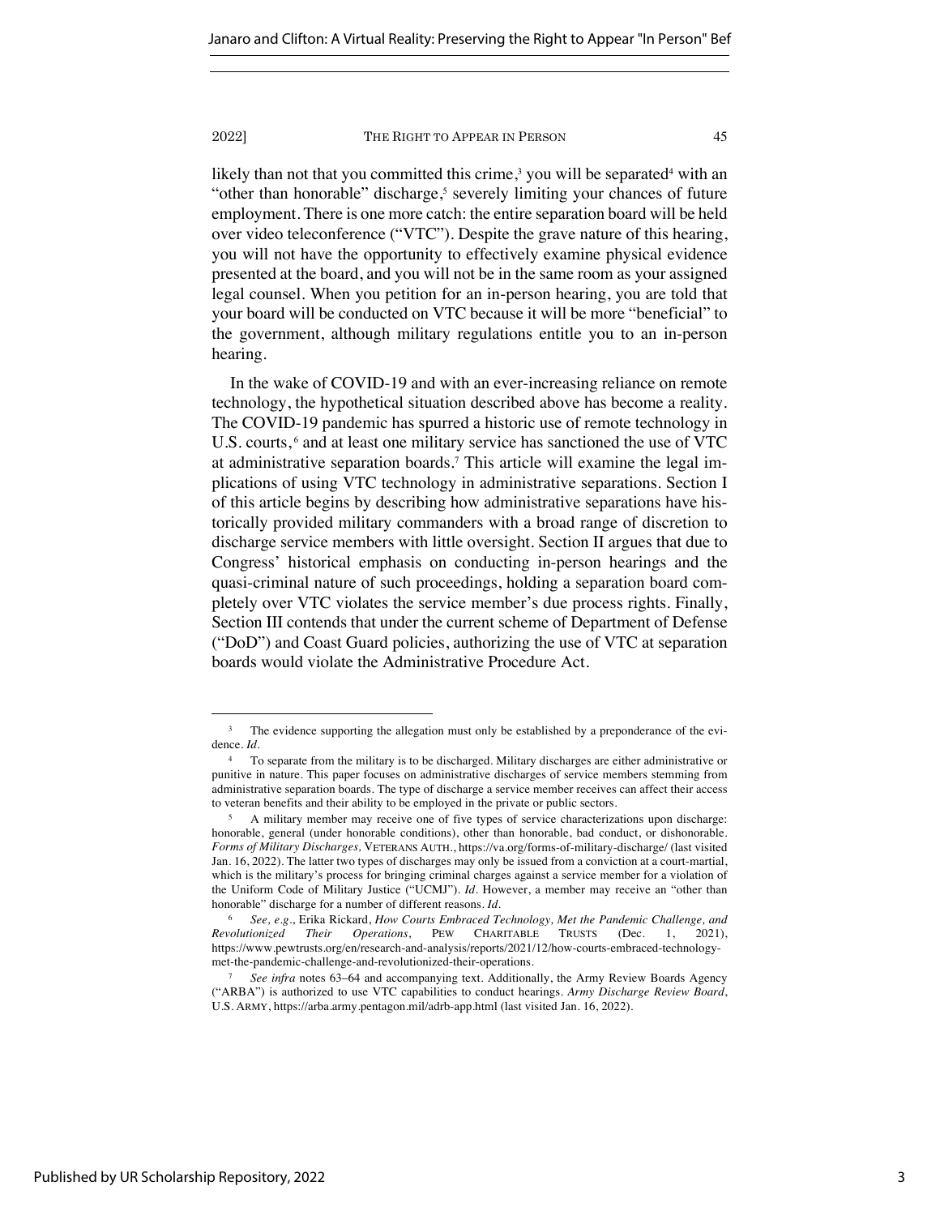likely than not that you committed this crime,[3] you will be separated[4] with an "other than honorable" discharge,[5] severely limiting your chances of future employment. There is one more catch: the entire separation board will be held over video teleconference ("VTC"). Despite the grave nature of this hearing, you will not have the opportunity to effectively examine physical evidence presented at the board, and you will not be in the same room as your assigned legal counsel. When you petition for an in-person hearing, you are told that your board will be conducted on VTC because it will be more "beneficial" to the government, although military regulations entitle you to an in-person hearing.

In the wake of COVID-19 and with an ever-increasing reliance on remote technology, the hypothetical situation described above has become a reality. The COVID-19 pandemic has spurred a historic use of remote technology in U.S. courts,[6] and at least one military service has sanctioned the use of VTC at administrative separation boards.[7] This article will examine the legal implications of using VTC technology in administrative separations. Section I of this article begins by describing how administrative separations have historically provided military commanders with a broad range of discretion to discharge service members with little oversight. Section II argues that due to Congress' historical emphasis on conducting in-person hearings and the quasi-criminal nature of such proceedings, holding a separation board completely over VTC violates the service member's due process rights. Finally, Section III contends that under the current scheme of Department of Defense ("DoD") and Coast Guard policies, authorizing the use of VTC at separation boards would violate the Administrative Procedure Act.

---

[3] The evidence supporting the allegation must only be established by a preponderance of the evidence. *Id.*

[4] To separate from the military is to be discharged. Military discharges are either administrative or punitive in nature. This paper focuses on administrative discharges of service members stemming from administrative separation boards. The type of discharge a service member receives can affect their access to veteran benefits and their ability to be employed in the private or public sectors.

[5] A military member may receive one of five types of service characterizations upon discharge: honorable, general (under honorable conditions), other than honorable, bad conduct, or dishonorable. *Forms of Military Discharges*, VETERANS AUTH., https://va.org/forms-of-military-discharge/ (last visited Jan. 16, 2022). The latter two types of discharges may only be issued from a conviction at a court-martial, which is the military's process for bringing criminal charges against a service member for a violation of the Uniform Code of Military Justice ("UCMJ"). *Id.* However, a member may receive an "other than honorable" discharge for a number of different reasons. *Id.*

[6] *See, e.g.*, Erika Rickard, *How Courts Embraced Technology, Met the Pandemic Challenge, and Revolutionized Their Operations*, PEW CHARITABLE TRUSTS (Dec. 1, 2021), https://www.pewtrusts.org/en/research-and-analysis/reports/2021/12/how-courts-embraced-technology-met-the-pandemic-challenge-and-revolutionized-their-operations.

[7] *See infra* notes 63–64 and accompanying text. Additionally, the Army Review Boards Agency ("ARBA") is authorized to use VTC capabilities to conduct hearings. *Army Discharge Review Board*, U.S. ARMY, https://arba.army.pentagon.mil/adrb-app.html (last visited Jan. 16, 2022).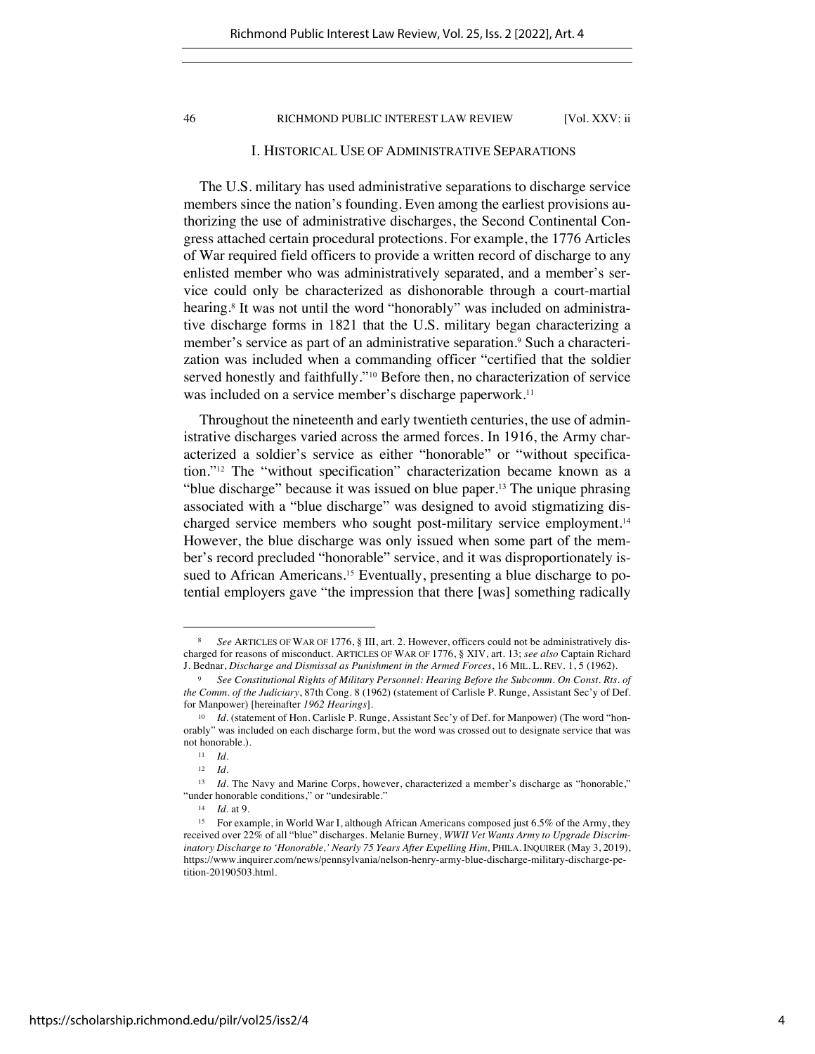## I. Historical Use of Administrative Separations

The U.S. military has used administrative separations to discharge service members since the nation's founding. Even among the earliest provisions authorizing the use of administrative discharges, the Second Continental Congress attached certain procedural protections. For example, the 1776 Articles of War required field officers to provide a written record of discharge to any enlisted member who was administratively separated, and a member's service could only be characterized as dishonorable through a court-martial hearing.[8] It was not until the word "honorably" was included on administrative discharge forms in 1821 that the U.S. military began characterizing a member's service as part of an administrative separation.[9] Such a characterization was included when a commanding officer "certified that the soldier served honestly and faithfully."[10] Before then, no characterization of service was included on a service member's discharge paperwork.[11]

Throughout the nineteenth and early twentieth centuries, the use of administrative discharges varied across the armed forces. In 1916, the Army characterized a soldier's service as either "honorable" or "without specification."[12] The "without specification" characterization became known as a "blue discharge" because it was issued on blue paper.[13] The unique phrasing associated with a "blue discharge" was designed to avoid stigmatizing discharged service members who sought post-military service employment.[14] However, the blue discharge was only issued when some part of the member's record precluded "honorable" service, and it was disproportionately issued to African Americans.[15] Eventually, presenting a blue discharge to potential employers gave "the impression that there [was] something radically

---

[8] *See* Articles of War of 1776, § III, art. 2. However, officers could not be administratively discharged for reasons of misconduct. Articles of War of 1776, § XIV, art. 13; *see also* Captain Richard J. Bednar, *Discharge and Dismissal as Punishment in the Armed Forces*, 16 Mil. L. Rev. 1, 5 (1962).

[9] *See Constitutional Rights of Military Personnel: Hearing Before the Subcomm. On Const. Rts. of the Comm. of the Judiciary*, 87th Cong. 8 (1962) (statement of Carlisle P. Runge, Assistant Sec'y of Def. for Manpower) [hereinafter *1962 Hearings*].

[10] *Id.* (statement of Hon. Carlisle P. Runge, Assistant Sec'y of Def. for Manpower) (The word "honorably" was included on each discharge form, but the word was crossed out to designate service that was not honorable.).

[11] *Id.*

[12] *Id.*

[13] *Id.* The Navy and Marine Corps, however, characterized a member's discharge as "honorable," "under honorable conditions," or "undesirable."

[14] *Id.* at 9.

[15] For example, in World War I, although African Americans composed just 6.5% of the Army, they received over 22% of all "blue" discharges. Melanie Burney, *WWII Vet Wants Army to Upgrade Discriminatory Discharge to 'Honorable,' Nearly 75 Years After Expelling Him*, Phila. Inquirer (May 3, 2019), https://www.inquirer.com/news/pennsylvania/nelson-henry-army-blue-discharge-military-discharge-petition-20190503.html.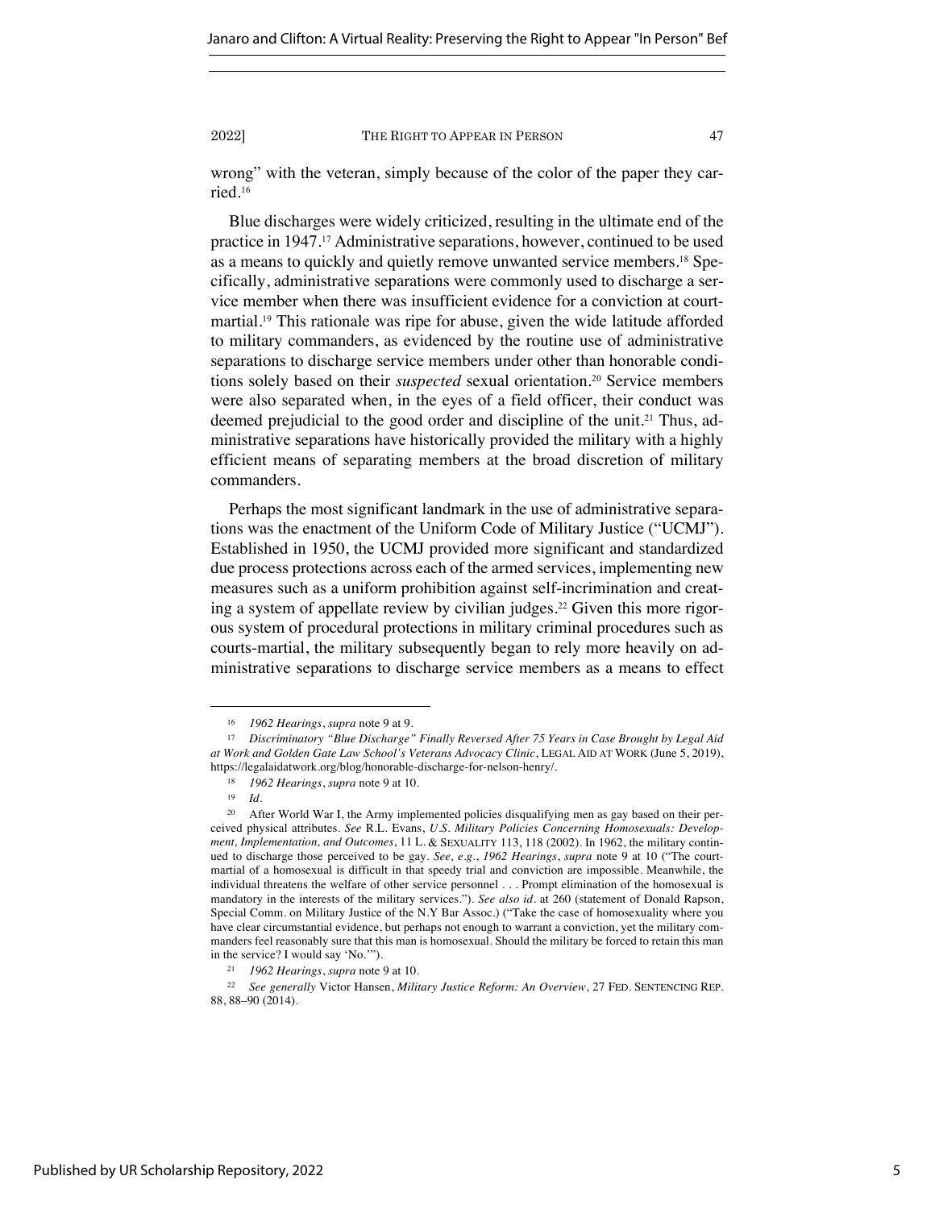wrong" with the veteran, simply because of the color of the paper they carried.[16]

Blue discharges were widely criticized, resulting in the ultimate end of the practice in 1947.[17] Administrative separations, however, continued to be used as a means to quickly and quietly remove unwanted service members.[18] Specifically, administrative separations were commonly used to discharge a service member when there was insufficient evidence for a conviction at court-martial.[19] This rationale was ripe for abuse, given the wide latitude afforded to military commanders, as evidenced by the routine use of administrative separations to discharge service members under other than honorable conditions solely based on their *suspected* sexual orientation.[20] Service members were also separated when, in the eyes of a field officer, their conduct was deemed prejudicial to the good order and discipline of the unit.[21] Thus, administrative separations have historically provided the military with a highly efficient means of separating members at the broad discretion of military commanders.

Perhaps the most significant landmark in the use of administrative separations was the enactment of the Uniform Code of Military Justice ("UCMJ"). Established in 1950, the UCMJ provided more significant and standardized due process protections across each of the armed services, implementing new measures such as a uniform prohibition against self-incrimination and creating a system of appellate review by civilian judges.[22] Given this more rigorous system of procedural protections in military criminal procedures such as courts-martial, the military subsequently began to rely more heavily on administrative separations to discharge service members as a means to effect

---

[16] *1962 Hearings*, *supra* note 9 at 9.

[17] *Discriminatory "Blue Discharge" Finally Reversed After 75 Years in Case Brought by Legal Aid at Work and Golden Gate Law School's Veterans Advocacy Clinic*, LEGAL AID AT WORK (June 5, 2019), https://legalaidatwork.org/blog/honorable-discharge-for-nelson-henry/.

[18] *1962 Hearings*, *supra* note 9 at 10.

[19] *Id.*

[20] After World War I, the Army implemented policies disqualifying men as gay based on their perceived physical attributes. *See* R.L. Evans, *U.S. Military Policies Concerning Homosexuals: Development, Implementation, and Outcomes*, 11 L. & SEXUALITY 113, 118 (2002). In 1962, the military continued to discharge those perceived to be gay. *See, e.g.*, *1962 Hearings*, *supra* note 9 at 10 ("The court-martial of a homosexual is difficult in that speedy trial and conviction are impossible. Meanwhile, the individual threatens the welfare of other service personnel . . . Prompt elimination of the homosexual is mandatory in the interests of the military services."). *See also id.* at 260 (statement of Donald Rapson, Special Comm. on Military Justice of the N.Y Bar Assoc.) ("Take the case of homosexuality where you have clear circumstantial evidence, but perhaps not enough to warrant a conviction, yet the military commanders feel reasonably sure that this man is homosexual. Should the military be forced to retain this man in the service? I would say 'No.'").

[21] *1962 Hearings*, *supra* note 9 at 10.

[22] *See generally* Victor Hansen, *Military Justice Reform: An Overview*, 27 FED. SENTENCING REP. 88, 88–90 (2014).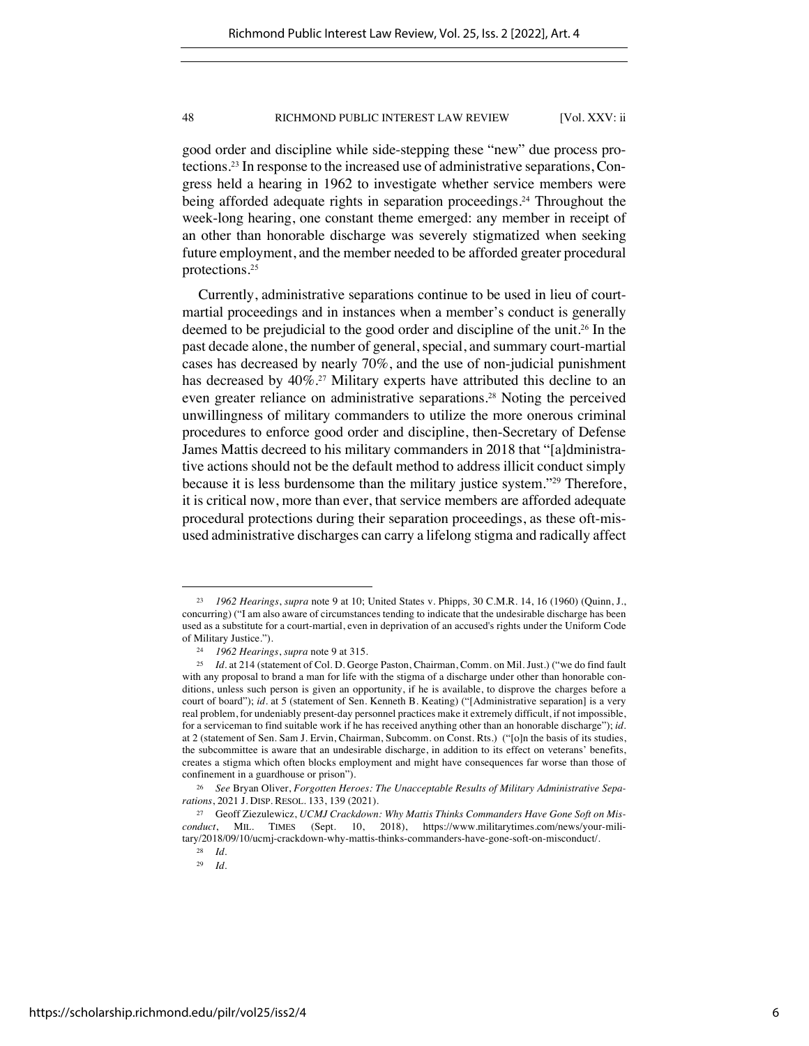good order and discipline while side-stepping these "new" due process protections.[23] In response to the increased use of administrative separations, Congress held a hearing in 1962 to investigate whether service members were being afforded adequate rights in separation proceedings.[24] Throughout the week-long hearing, one constant theme emerged: any member in receipt of an other than honorable discharge was severely stigmatized when seeking future employment, and the member needed to be afforded greater procedural protections.[25]

Currently, administrative separations continue to be used in lieu of court-martial proceedings and in instances when a member's conduct is generally deemed to be prejudicial to the good order and discipline of the unit.[26] In the past decade alone, the number of general, special, and summary court-martial cases has decreased by nearly 70%, and the use of non-judicial punishment has decreased by 40%.[27] Military experts have attributed this decline to an even greater reliance on administrative separations.[28] Noting the perceived unwillingness of military commanders to utilize the more onerous criminal procedures to enforce good order and discipline, then-Secretary of Defense James Mattis decreed to his military commanders in 2018 that "[a]dministrative actions should not be the default method to address illicit conduct simply because it is less burdensome than the military justice system."[29] Therefore, it is critical now, more than ever, that service members are afforded adequate procedural protections during their separation proceedings, as these oft-misused administrative discharges can carry a lifelong stigma and radically affect

---

[23] *1962 Hearings*, *supra* note 9 at 10; United States v. Phipps, 30 C.M.R. 14, 16 (1960) (Quinn, J., concurring) ("I am also aware of circumstances tending to indicate that the undesirable discharge has been used as a substitute for a court-martial, even in deprivation of an accused's rights under the Uniform Code of Military Justice.").

[24] *1962 Hearings*, *supra* note 9 at 315.

[25] *Id.* at 214 (statement of Col. D. George Paston, Chairman, Comm. on Mil. Just.) ("we do find fault with any proposal to brand a man for life with the stigma of a discharge under other than honorable conditions, unless such person is given an opportunity, if he is available, to disprove the charges before a court of board"); *id.* at 5 (statement of Sen. Kenneth B. Keating) ("[Administrative separation] is a very real problem, for undeniably present-day personnel practices make it extremely difficult, if not impossible, for a serviceman to find suitable work if he has received anything other than an honorable discharge"); *id.* at 2 (statement of Sen. Sam J. Ervin, Chairman, Subcomm. on Const. Rts.) ("[o]n the basis of its studies, the subcommittee is aware that an undesirable discharge, in addition to its effect on veterans' benefits, creates a stigma which often blocks employment and might have consequences far worse than those of confinement in a guardhouse or prison").

[26] *See* Bryan Oliver, *Forgotten Heroes: The Unacceptable Results of Military Administrative Separations*, 2021 J. DISP. RESOL. 133, 139 (2021).

[27] Geoff Ziezulewicz, *UCMJ Crackdown: Why Mattis Thinks Commanders Have Gone Soft on Misconduct*, MIL. TIMES (Sept. 10, 2018), https://www.militarytimes.com/news/your-military/2018/09/10/ucmj-crackdown-why-mattis-thinks-commanders-have-gone-soft-on-misconduct/.

[28] *Id.*

[29] *Id.*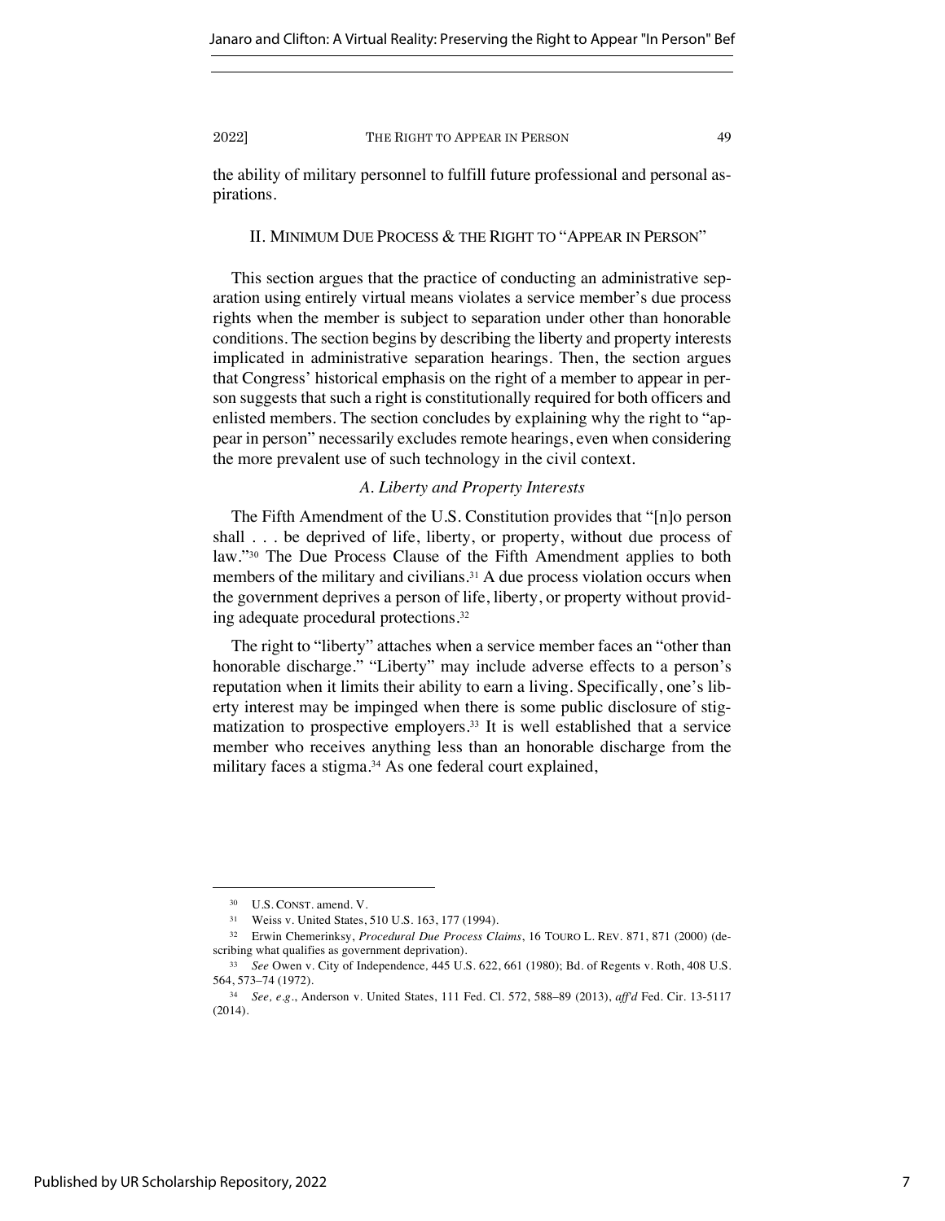the ability of military personnel to fulfill future professional and personal aspirations.

## II. MINIMUM DUE PROCESS & THE RIGHT TO "APPEAR IN PERSON"

This section argues that the practice of conducting an administrative separation using entirely virtual means violates a service member's due process rights when the member is subject to separation under other than honorable conditions. The section begins by describing the liberty and property interests implicated in administrative separation hearings. Then, the section argues that Congress' historical emphasis on the right of a member to appear in person suggests that such a right is constitutionally required for both officers and enlisted members. The section concludes by explaining why the right to "appear in person" necessarily excludes remote hearings, even when considering the more prevalent use of such technology in the civil context.

### *A. Liberty and Property Interests*

The Fifth Amendment of the U.S. Constitution provides that "[n]o person shall . . . be deprived of life, liberty, or property, without due process of law."[30] The Due Process Clause of the Fifth Amendment applies to both members of the military and civilians.[31] A due process violation occurs when the government deprives a person of life, liberty, or property without providing adequate procedural protections.[32]

The right to "liberty" attaches when a service member faces an "other than honorable discharge." "Liberty" may include adverse effects to a person's reputation when it limits their ability to earn a living. Specifically, one's liberty interest may be impinged when there is some public disclosure of stigmatization to prospective employers.[33] It is well established that a service member who receives anything less than an honorable discharge from the military faces a stigma.[34] As one federal court explained,

---

[30] U.S. CONST. amend. V.

[31] Weiss v. United States, 510 U.S. 163, 177 (1994).

[32] Erwin Chemerinksy, *Procedural Due Process Claims*, 16 TOURO L. REV. 871, 871 (2000) (describing what qualifies as government deprivation).

[33] *See* Owen v. City of Independence, 445 U.S. 622, 661 (1980); Bd. of Regents v. Roth, 408 U.S. 564, 573–74 (1972).

[34] *See, e.g.*, Anderson v. United States, 111 Fed. Cl. 572, 588–89 (2013), *aff'd* Fed. Cir. 13-5117 (2014).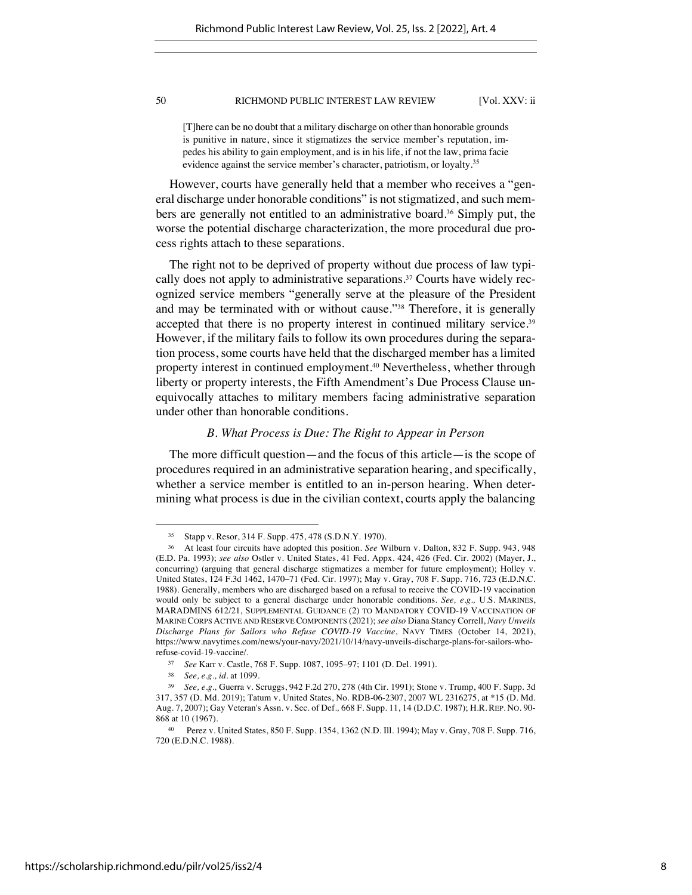> [T]here can be no doubt that a military discharge on other than honorable grounds is punitive in nature, since it stigmatizes the service member's reputation, impedes his ability to gain employment, and is in his life, if not the law, prima facie evidence against the service member's character, patriotism, or loyalty.[35]

However, courts have generally held that a member who receives a "general discharge under honorable conditions" is not stigmatized, and such members are generally not entitled to an administrative board.[36] Simply put, the worse the potential discharge characterization, the more procedural due process rights attach to these separations.

The right not to be deprived of property without due process of law typically does not apply to administrative separations.[37] Courts have widely recognized service members "generally serve at the pleasure of the President and may be terminated with or without cause."[38] Therefore, it is generally accepted that there is no property interest in continued military service.[39] However, if the military fails to follow its own procedures during the separation process, some courts have held that the discharged member has a limited property interest in continued employment.[40] Nevertheless, whether through liberty or property interests, the Fifth Amendment's Due Process Clause unequivocally attaches to military members facing administrative separation under other than honorable conditions.

### *B. What Process is Due: The Right to Appear in Person*

The more difficult question—and the focus of this article—is the scope of procedures required in an administrative separation hearing, and specifically, whether a service member is entitled to an in-person hearing. When determining what process is due in the civilian context, courts apply the balancing

---

[35] Stapp v. Resor, 314 F. Supp. 475, 478 (S.D.N.Y. 1970).

[36] At least four circuits have adopted this position. *See* Wilburn v. Dalton, 832 F. Supp. 943, 948 (E.D. Pa. 1993); *see also* Ostler v. United States, 41 Fed. Appx. 424, 426 (Fed. Cir. 2002) (Mayer, J., concurring) (arguing that general discharge stigmatizes a member for future employment); Holley v. United States, 124 F.3d 1462, 1470–71 (Fed. Cir. 1997); May v. Gray, 708 F. Supp. 716, 723 (E.D.N.C. 1988). Generally, members who are discharged based on a refusal to receive the COVID-19 vaccination would only be subject to a general discharge under honorable conditions. *See, e.g.,* U.S. MARINES, MARADMINS 612/21, SUPPLEMENTAL GUIDANCE (2) TO MANDATORY COVID-19 VACCINATION OF MARINE CORPS ACTIVE AND RESERVE COMPONENTS (2021); *see also* Diana Stancy Correll, *Navy Unveils Discharge Plans for Sailors who Refuse COVID-19 Vaccine*, NAVY TIMES (October 14, 2021), https://www.navytimes.com/news/your-navy/2021/10/14/navy-unveils-discharge-plans-for-sailors-who-refuse-covid-19-vaccine/.

[37] *See* Karr v. Castle, 768 F. Supp. 1087, 1095–97; 1101 (D. Del. 1991).

[38] *See, e.g., id.* at 1099.

[39] *See, e.g.,* Guerra v. Scruggs, 942 F.2d 270, 278 (4th Cir. 1991); Stone v. Trump, 400 F. Supp. 3d 317, 357 (D. Md. 2019); Tatum v. United States, No. RDB-06-2307, 2007 WL 2316275, at *15 (D. Md. Aug. 7, 2007); Gay Veteran's Assn. v. Sec. of Def., 668 F. Supp. 11, 14 (D.D.C. 1987); H.R. REP. NO. 90-868 at 10 (1967).

[40] Perez v. United States, 850 F. Supp. 1354, 1362 (N.D. Ill. 1994); May v. Gray, 708 F. Supp. 716, 720 (E.D.N.C. 1988).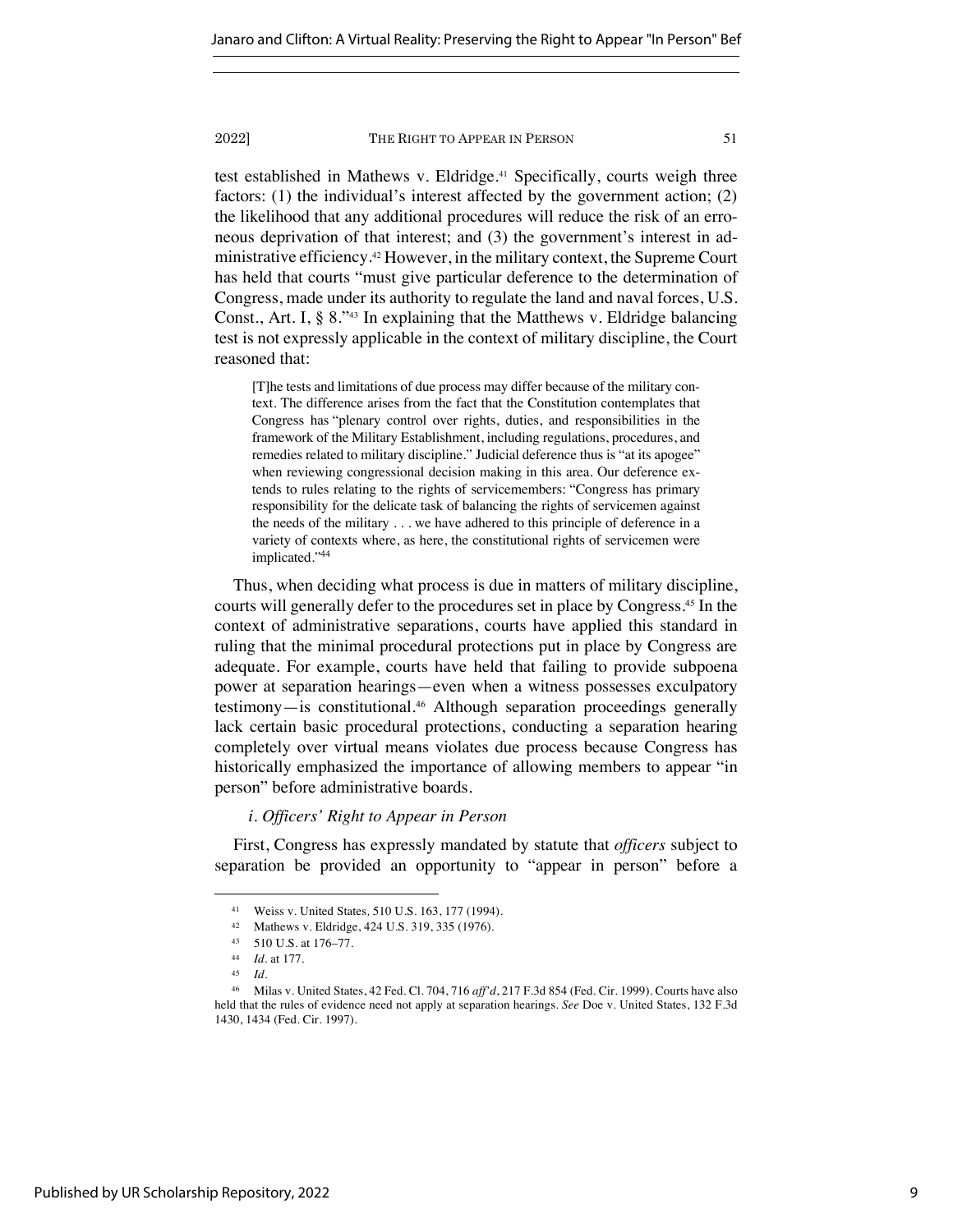test established in Mathews v. Eldridge.[41] Specifically, courts weigh three factors: (1) the individual's interest affected by the government action; (2) the likelihood that any additional procedures will reduce the risk of an erroneous deprivation of that interest; and (3) the government's interest in administrative efficiency.[42] However, in the military context, the Supreme Court has held that courts "must give particular deference to the determination of Congress, made under its authority to regulate the land and naval forces, U.S. Const., Art. I, § 8."[43] In explaining that the Matthews v. Eldridge balancing test is not expressly applicable in the context of military discipline, the Court reasoned that:

> [T]he tests and limitations of due process may differ because of the military context. The difference arises from the fact that the Constitution contemplates that Congress has "plenary control over rights, duties, and responsibilities in the framework of the Military Establishment, including regulations, procedures, and remedies related to military discipline." Judicial deference thus is "at its apogee" when reviewing congressional decision making in this area. Our deference extends to rules relating to the rights of servicemembers: "Congress has primary responsibility for the delicate task of balancing the rights of servicemen against the needs of the military . . . we have adhered to this principle of deference in a variety of contexts where, as here, the constitutional rights of servicemen were implicated."[44]

Thus, when deciding what process is due in matters of military discipline, courts will generally defer to the procedures set in place by Congress.[45] In the context of administrative separations, courts have applied this standard in ruling that the minimal procedural protections put in place by Congress are adequate. For example, courts have held that failing to provide subpoena power at separation hearings—even when a witness possesses exculpatory testimony—is constitutional.[46] Although separation proceedings generally lack certain basic procedural protections, conducting a separation hearing completely over virtual means violates due process because Congress has historically emphasized the importance of allowing members to appear "in person" before administrative boards.

#### *i. Officers' Right to Appear in Person*

First, Congress has expressly mandated by statute that *officers* subject to separation be provided an opportunity to "appear in person" before a

---

[41] Weiss v. United States, 510 U.S. 163, 177 (1994).

[42] Mathews v. Eldridge, 424 U.S. 319, 335 (1976).

[43] 510 U.S. at 176–77.

[44] *Id.* at 177.

[45] *Id.*

[46] Milas v. United States, 42 Fed. Cl. 704, 716 *aff'd*, 217 F.3d 854 (Fed. Cir. 1999). Courts have also held that the rules of evidence need not apply at separation hearings. *See* Doe v. United States, 132 F.3d 1430, 1434 (Fed. Cir. 1997).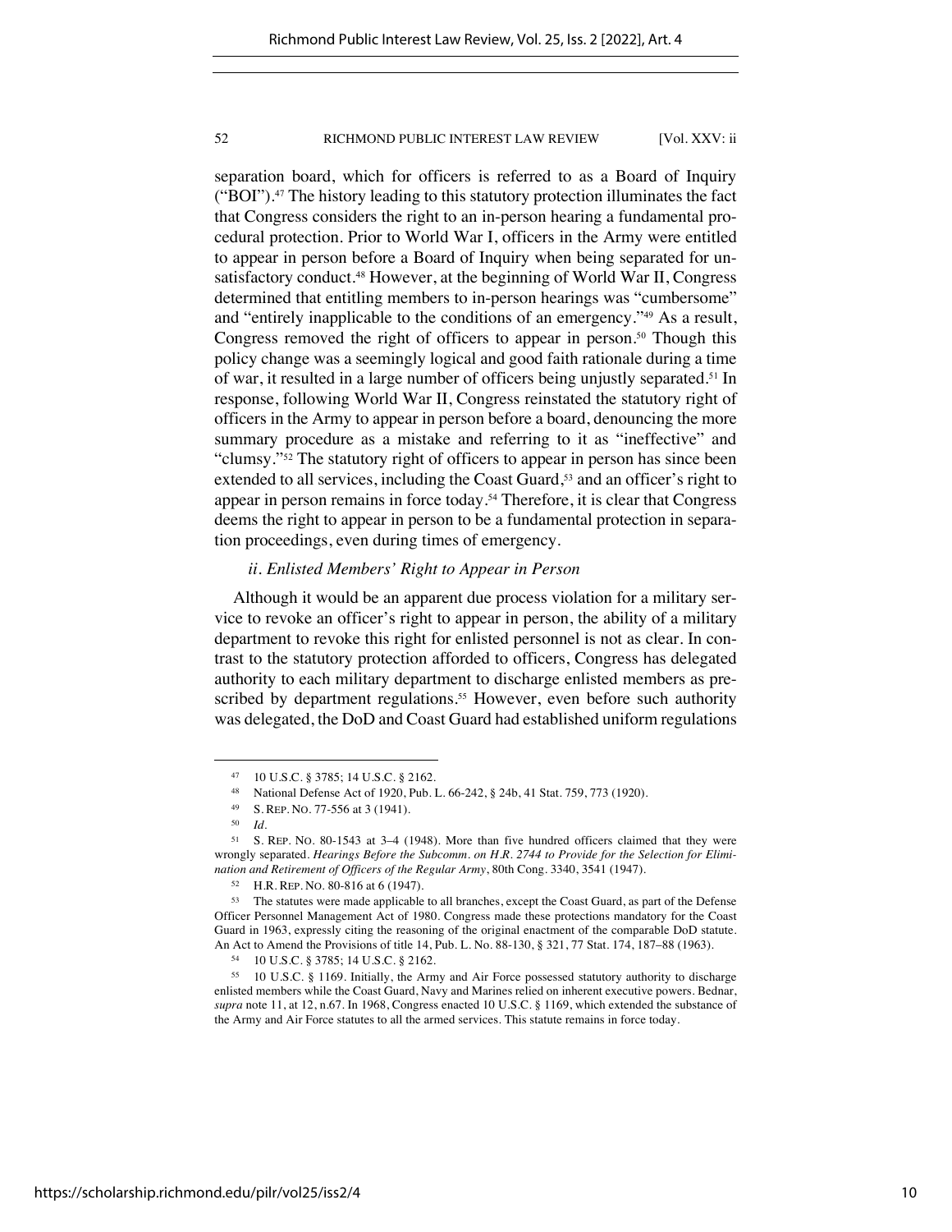separation board, which for officers is referred to as a Board of Inquiry ("BOI").[47] The history leading to this statutory protection illuminates the fact that Congress considers the right to an in-person hearing a fundamental procedural protection. Prior to World War I, officers in the Army were entitled to appear in person before a Board of Inquiry when being separated for unsatisfactory conduct.[48] However, at the beginning of World War II, Congress determined that entitling members to in-person hearings was "cumbersome" and "entirely inapplicable to the conditions of an emergency."[49] As a result, Congress removed the right of officers to appear in person.[50] Though this policy change was a seemingly logical and good faith rationale during a time of war, it resulted in a large number of officers being unjustly separated.[51] In response, following World War II, Congress reinstated the statutory right of officers in the Army to appear in person before a board, denouncing the more summary procedure as a mistake and referring to it as "ineffective" and "clumsy."[52] The statutory right of officers to appear in person has since been extended to all services, including the Coast Guard,[53] and an officer's right to appear in person remains in force today.[54] Therefore, it is clear that Congress deems the right to appear in person to be a fundamental protection in separation proceedings, even during times of emergency.

*ii. Enlisted Members' Right to Appear in Person*

Although it would be an apparent due process violation for a military service to revoke an officer's right to appear in person, the ability of a military department to revoke this right for enlisted personnel is not as clear. In contrast to the statutory protection afforded to officers, Congress has delegated authority to each military department to discharge enlisted members as prescribed by department regulations.[55] However, even before such authority was delegated, the DoD and Coast Guard had established uniform regulations

---

[47] 10 U.S.C. § 3785; 14 U.S.C. § 2162.

[48] National Defense Act of 1920, Pub. L. 66-242, § 24b, 41 Stat. 759, 773 (1920).

[49] S. REP. NO. 77-556 at 3 (1941).

[50] *Id.*

[51] S. REP. NO. 80-1543 at 3–4 (1948). More than five hundred officers claimed that they were wrongly separated. *Hearings Before the Subcomm. on H.R. 2744 to Provide for the Selection for Elimination and Retirement of Officers of the Regular Army*, 80th Cong. 3340, 3541 (1947).

[52] H.R. REP. NO. 80-816 at 6 (1947).

[53] The statutes were made applicable to all branches, except the Coast Guard, as part of the Defense Officer Personnel Management Act of 1980. Congress made these protections mandatory for the Coast Guard in 1963, expressly citing the reasoning of the original enactment of the comparable DoD statute. An Act to Amend the Provisions of title 14, Pub. L. No. 88-130, § 321, 77 Stat. 174, 187–88 (1963).

[54] 10 U.S.C. § 3785; 14 U.S.C. § 2162.

[55] 10 U.S.C. § 1169. Initially, the Army and Air Force possessed statutory authority to discharge enlisted members while the Coast Guard, Navy and Marines relied on inherent executive powers. Bednar, *supra* note 11, at 12, n.67. In 1968, Congress enacted 10 U.S.C. § 1169, which extended the substance of the Army and Air Force statutes to all the armed services. This statute remains in force today.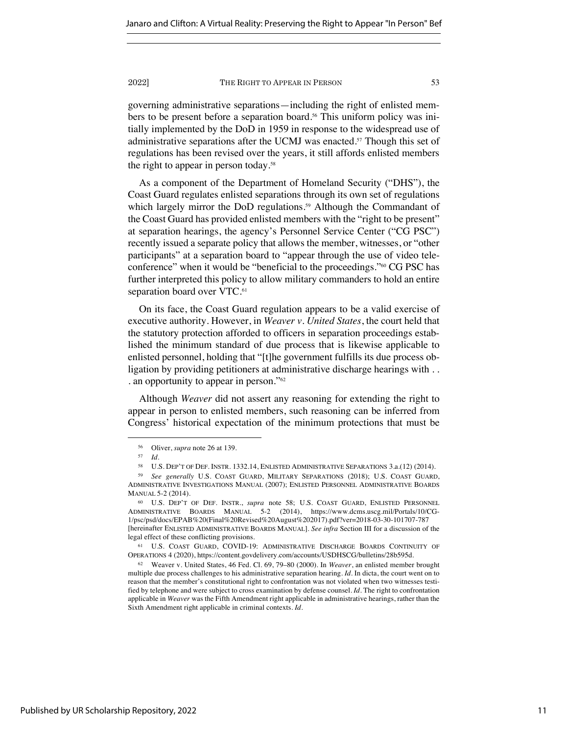governing administrative separations—including the right of enlisted members to be present before a separation board.[56] This uniform policy was initially implemented by the DoD in 1959 in response to the widespread use of administrative separations after the UCMJ was enacted.[57] Though this set of regulations has been revised over the years, it still affords enlisted members the right to appear in person today.[58]

As a component of the Department of Homeland Security ("DHS"), the Coast Guard regulates enlisted separations through its own set of regulations which largely mirror the DoD regulations.[59] Although the Commandant of the Coast Guard has provided enlisted members with the "right to be present" at separation hearings, the agency's Personnel Service Center ("CG PSC") recently issued a separate policy that allows the member, witnesses, or "other participants" at a separation board to "appear through the use of video teleconference" when it would be "beneficial to the proceedings."[60] CG PSC has further interpreted this policy to allow military commanders to hold an entire separation board over VTC.[61]

On its face, the Coast Guard regulation appears to be a valid exercise of executive authority. However, in *Weaver v. United States*, the court held that the statutory protection afforded to officers in separation proceedings established the minimum standard of due process that is likewise applicable to enlisted personnel, holding that "[t]he government fulfills its due process obligation by providing petitioners at administrative discharge hearings with . . . an opportunity to appear in person."[62]

Although *Weaver* did not assert any reasoning for extending the right to appear in person to enlisted members, such reasoning can be inferred from Congress' historical expectation of the minimum protections that must be

---

[56] Oliver, *supra* note 26 at 139.

[57] *Id.*

[58] U.S. DEP'T OF DEF. INSTR. 1332.14, ENLISTED ADMINISTRATIVE SEPARATIONS 3.a.(12) (2014).

[59] *See generally* U.S. COAST GUARD, MILITARY SEPARATIONS (2018); U.S. COAST GUARD, ADMINISTRATIVE INVESTIGATIONS MANUAL (2007); ENLISTED PERSONNEL ADMINISTRATIVE BOARDS MANUAL 5-2 (2014).

[60] U.S. DEP'T OF DEF. INSTR., *supra* note 58; U.S. COAST GUARD, ENLISTED PERSONNEL ADMINISTRATIVE BOARDS MANUAL 5-2 (2014), https://www.dcms.uscg.mil/Portals/10/CG-1/psc/psd/docs/EPAB%20(Final%20Revised%20August%202017).pdf?ver=2018-03-30-101707-787 [hereinafter ENLISTED ADMINISTRATIVE BOARDS MANUAL]. *See infra* Section III for a discussion of the legal effect of these conflicting provisions.

[61] U.S. COAST GUARD, COVID-19: ADMINISTRATIVE DISCHARGE BOARDS CONTINUITY OF OPERATIONS 4 (2020), https://content.govdelivery.com/accounts/USDHSCG/bulletins/28b595d.

[62] Weaver v. United States, 46 Fed. Cl. 69, 79–80 (2000). In *Weaver*, an enlisted member brought multiple due process challenges to his administrative separation hearing. *Id.* In dicta, the court went on to reason that the member's constitutional right to confrontation was not violated when two witnesses testified by telephone and were subject to cross examination by defense counsel. *Id.* The right to confrontation applicable in *Weaver* was the Fifth Amendment right applicable in administrative hearings, rather than the Sixth Amendment right applicable in criminal contexts. *Id.*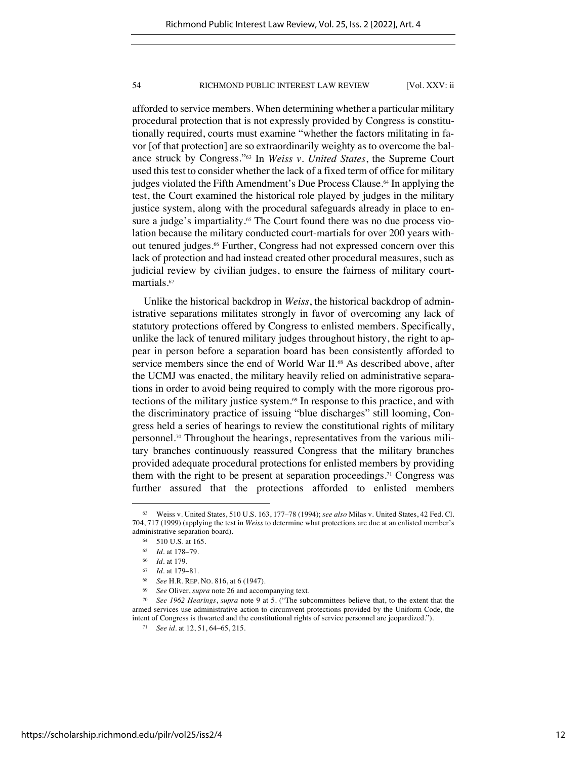afforded to service members. When determining whether a particular military procedural protection that is not expressly provided by Congress is constitutionally required, courts must examine "whether the factors militating in favor [of that protection] are so extraordinarily weighty as to overcome the balance struck by Congress."[63] In *Weiss v. United States*, the Supreme Court used this test to consider whether the lack of a fixed term of office for military judges violated the Fifth Amendment's Due Process Clause.[64] In applying the test, the Court examined the historical role played by judges in the military justice system, along with the procedural safeguards already in place to ensure a judge's impartiality.[65] The Court found there was no due process violation because the military conducted court-martials for over 200 years without tenured judges.[66] Further, Congress had not expressed concern over this lack of protection and had instead created other procedural measures, such as judicial review by civilian judges, to ensure the fairness of military court-martials.[67]

Unlike the historical backdrop in *Weiss*, the historical backdrop of administrative separations militates strongly in favor of overcoming any lack of statutory protections offered by Congress to enlisted members. Specifically, unlike the lack of tenured military judges throughout history, the right to appear in person before a separation board has been consistently afforded to service members since the end of World War II.[68] As described above, after the UCMJ was enacted, the military heavily relied on administrative separations in order to avoid being required to comply with the more rigorous protections of the military justice system.[69] In response to this practice, and with the discriminatory practice of issuing "blue discharges" still looming, Congress held a series of hearings to review the constitutional rights of military personnel.[70] Throughout the hearings, representatives from the various military branches continuously reassured Congress that the military branches provided adequate procedural protections for enlisted members by providing them with the right to be present at separation proceedings.[71] Congress was further assured that the protections afforded to enlisted members

---

[63] Weiss v. United States, 510 U.S. 163, 177–78 (1994); *see also* Milas v. United States, 42 Fed. Cl. 704, 717 (1999) (applying the test in *Weiss* to determine what protections are due at an enlisted member's administrative separation board).

[64] 510 U.S. at 165.

[65] *Id.* at 178–79.

[66] *Id.* at 179.

[67] *Id.* at 179–81.

[68] *See* H.R. REP. NO. 816, at 6 (1947).

[69] *See* Oliver, *supra* note 26 and accompanying text.

[70] *See 1962 Hearings*, *supra* note 9 at 5. ("The subcommittees believe that, to the extent that the armed services use administrative action to circumvent protections provided by the Uniform Code, the intent of Congress is thwarted and the constitutional rights of service personnel are jeopardized.").

[71] *See id.* at 12, 51, 64–65, 215.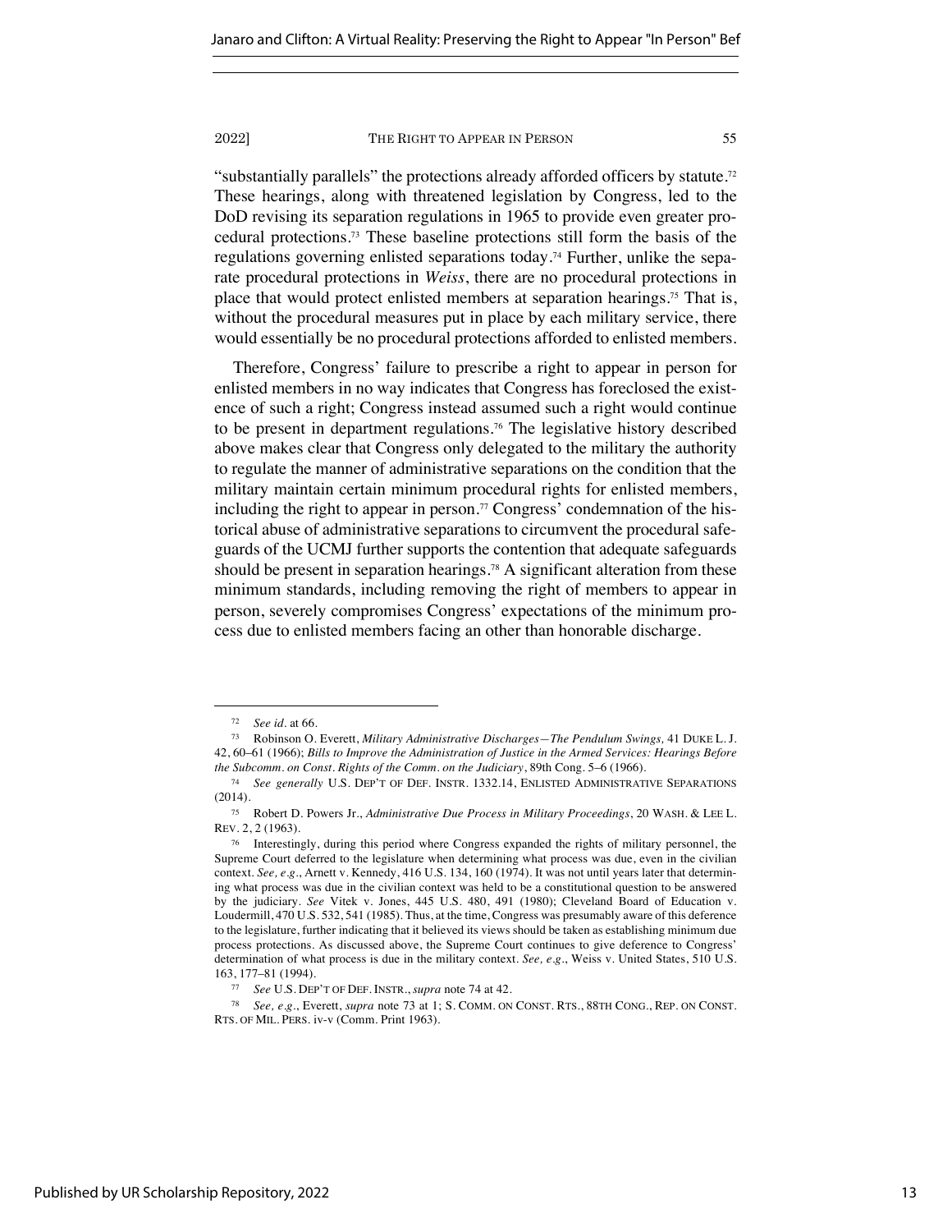"substantially parallels" the protections already afforded officers by statute.[72] These hearings, along with threatened legislation by Congress, led to the DoD revising its separation regulations in 1965 to provide even greater procedural protections.[73] These baseline protections still form the basis of the regulations governing enlisted separations today.[74] Further, unlike the separate procedural protections in *Weiss*, there are no procedural protections in place that would protect enlisted members at separation hearings.[75] That is, without the procedural measures put in place by each military service, there would essentially be no procedural protections afforded to enlisted members.

Therefore, Congress' failure to prescribe a right to appear in person for enlisted members in no way indicates that Congress has foreclosed the existence of such a right; Congress instead assumed such a right would continue to be present in department regulations.[76] The legislative history described above makes clear that Congress only delegated to the military the authority to regulate the manner of administrative separations on the condition that the military maintain certain minimum procedural rights for enlisted members, including the right to appear in person.[77] Congress' condemnation of the historical abuse of administrative separations to circumvent the procedural safeguards of the UCMJ further supports the contention that adequate safeguards should be present in separation hearings.[78] A significant alteration from these minimum standards, including removing the right of members to appear in person, severely compromises Congress' expectations of the minimum process due to enlisted members facing an other than honorable discharge.

---

[72] *See id.* at 66.

[73] Robinson O. Everett, *Military Administrative Discharges—The Pendulum Swings,* 41 DUKE L. J. 42, 60–61 (1966); *Bills to Improve the Administration of Justice in the Armed Services: Hearings Before the Subcomm. on Const. Rights of the Comm. on the Judiciary*, 89th Cong. 5–6 (1966).

[74] *See generally* U.S. DEP'T OF DEF. INSTR. 1332.14, ENLISTED ADMINISTRATIVE SEPARATIONS (2014).

[75] Robert D. Powers Jr., *Administrative Due Process in Military Proceedings*, 20 WASH. & LEE L. REV. 2, 2 (1963).

[76] Interestingly, during this period where Congress expanded the rights of military personnel, the Supreme Court deferred to the legislature when determining what process was due, even in the civilian context. *See, e.g.*, Arnett v. Kennedy, 416 U.S. 134, 160 (1974). It was not until years later that determining what process was due in the civilian context was held to be a constitutional question to be answered by the judiciary. *See* Vitek v. Jones, 445 U.S. 480, 491 (1980); Cleveland Board of Education v. Loudermill, 470 U.S. 532, 541 (1985). Thus, at the time, Congress was presumably aware of this deference to the legislature, further indicating that it believed its views should be taken as establishing minimum due process protections. As discussed above, the Supreme Court continues to give deference to Congress' determination of what process is due in the military context. *See, e.g.*, Weiss v. United States, 510 U.S. 163, 177–81 (1994).

[77] *See* U.S. DEP'T OF DEF. INSTR., *supra* note 74 at 42.

[78] *See, e.g.*, Everett, *supra* note 73 at 1; S. COMM. ON CONST. RTS., 88TH CONG., REP. ON CONST. RTS. OF MIL. PERS. iv-v (Comm. Print 1963).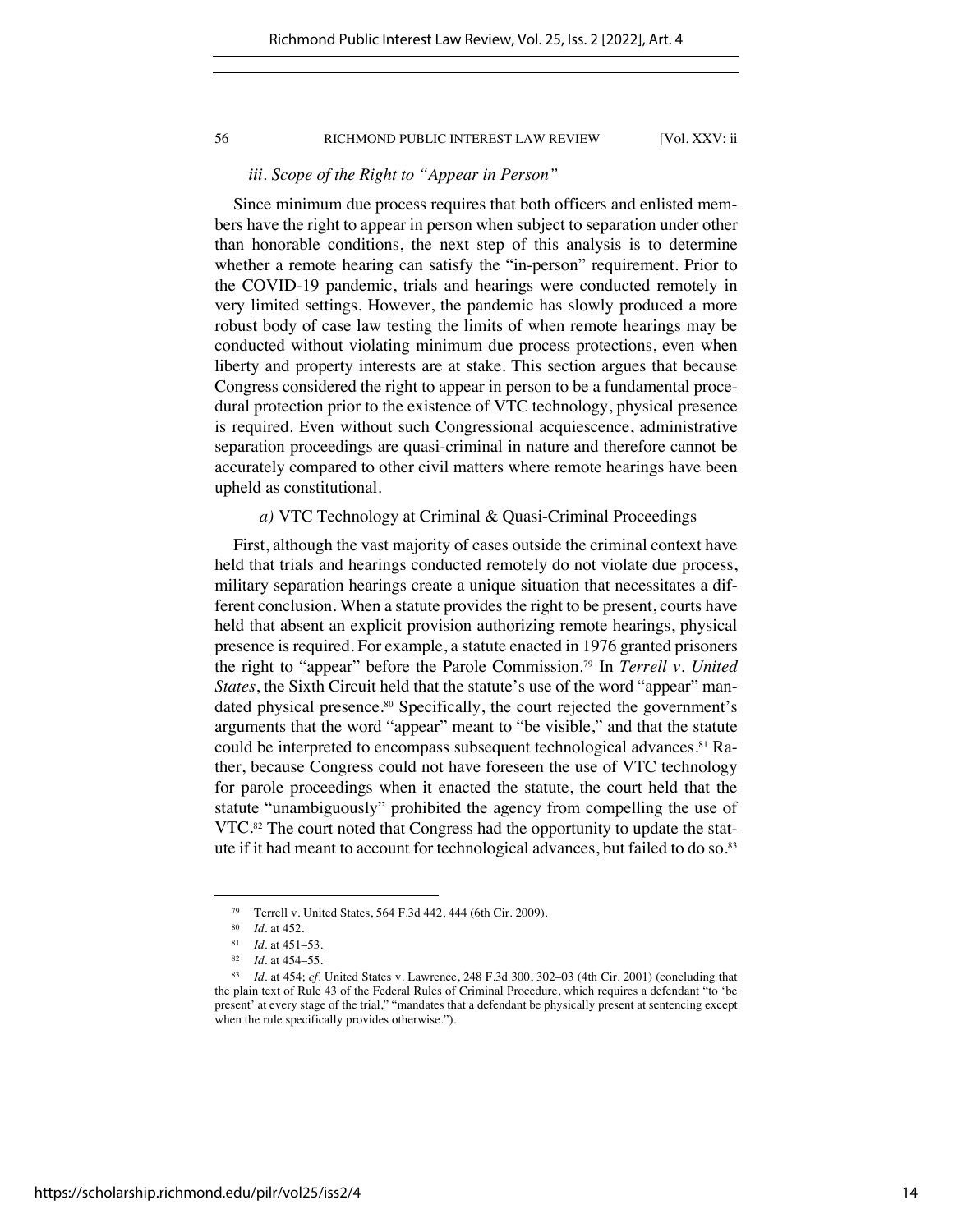### *iii. Scope of the Right to "Appear in Person"*

Since minimum due process requires that both officers and enlisted members have the right to appear in person when subject to separation under other than honorable conditions, the next step of this analysis is to determine whether a remote hearing can satisfy the "in-person" requirement. Prior to the COVID-19 pandemic, trials and hearings were conducted remotely in very limited settings. However, the pandemic has slowly produced a more robust body of case law testing the limits of when remote hearings may be conducted without violating minimum due process protections, even when liberty and property interests are at stake. This section argues that because Congress considered the right to appear in person to be a fundamental procedural protection prior to the existence of VTC technology, physical presence is required. Even without such Congressional acquiescence, administrative separation proceedings are quasi-criminal in nature and therefore cannot be accurately compared to other civil matters where remote hearings have been upheld as constitutional.

#### *a)* VTC Technology at Criminal & Quasi-Criminal Proceedings

First, although the vast majority of cases outside the criminal context have held that trials and hearings conducted remotely do not violate due process, military separation hearings create a unique situation that necessitates a different conclusion. When a statute provides the right to be present, courts have held that absent an explicit provision authorizing remote hearings, physical presence is required. For example, a statute enacted in 1976 granted prisoners the right to "appear" before the Parole Commission.[79] In *Terrell v. United States*, the Sixth Circuit held that the statute's use of the word "appear" mandated physical presence.[80] Specifically, the court rejected the government's arguments that the word "appear" meant to "be visible," and that the statute could be interpreted to encompass subsequent technological advances.[81] Rather, because Congress could not have foreseen the use of VTC technology for parole proceedings when it enacted the statute, the court held that the statute "unambiguously" prohibited the agency from compelling the use of VTC.[82] The court noted that Congress had the opportunity to update the statute if it had meant to account for technological advances, but failed to do so.[83]

---

[79] Terrell v. United States, 564 F.3d 442, 444 (6th Cir. 2009).

[80] *Id.* at 452.

[81] *Id.* at 451–53.

[82] *Id.* at 454–55.

[83] *Id.* at 454; *cf.* United States v. Lawrence, 248 F.3d 300, 302–03 (4th Cir. 2001) (concluding that the plain text of Rule 43 of the Federal Rules of Criminal Procedure, which requires a defendant "to 'be present' at every stage of the trial," "mandates that a defendant be physically present at sentencing except when the rule specifically provides otherwise.").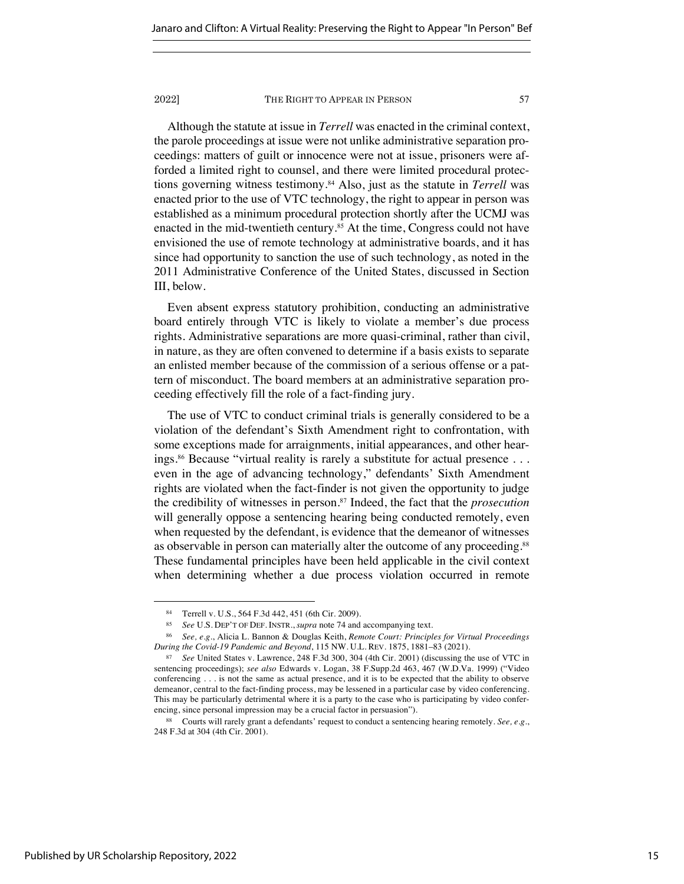Although the statute at issue in *Terrell* was enacted in the criminal context, the parole proceedings at issue were not unlike administrative separation proceedings: matters of guilt or innocence were not at issue, prisoners were afforded a limited right to counsel, and there were limited procedural protections governing witness testimony.[84] Also, just as the statute in *Terrell* was enacted prior to the use of VTC technology, the right to appear in person was established as a minimum procedural protection shortly after the UCMJ was enacted in the mid-twentieth century.[85] At the time, Congress could not have envisioned the use of remote technology at administrative boards, and it has since had opportunity to sanction the use of such technology, as noted in the 2011 Administrative Conference of the United States, discussed in Section III, below.

Even absent express statutory prohibition, conducting an administrative board entirely through VTC is likely to violate a member's due process rights. Administrative separations are more quasi-criminal, rather than civil, in nature, as they are often convened to determine if a basis exists to separate an enlisted member because of the commission of a serious offense or a pattern of misconduct. The board members at an administrative separation proceeding effectively fill the role of a fact-finding jury.

The use of VTC to conduct criminal trials is generally considered to be a violation of the defendant's Sixth Amendment right to confrontation, with some exceptions made for arraignments, initial appearances, and other hearings.[86] Because "virtual reality is rarely a substitute for actual presence . . . even in the age of advancing technology," defendants' Sixth Amendment rights are violated when the fact-finder is not given the opportunity to judge the credibility of witnesses in person.[87] Indeed, the fact that the *prosecution* will generally oppose a sentencing hearing being conducted remotely, even when requested by the defendant, is evidence that the demeanor of witnesses as observable in person can materially alter the outcome of any proceeding.[88] These fundamental principles have been held applicable in the civil context when determining whether a due process violation occurred in remote

---

[84] Terrell v. U.S., 564 F.3d 442, 451 (6th Cir. 2009).

[85] *See* U.S. DEP'T OF DEF. INSTR., *supra* note 74 and accompanying text.

[86] *See, e.g.*, Alicia L. Bannon & Douglas Keith, *Remote Court: Principles for Virtual Proceedings During the Covid-19 Pandemic and Beyond*, 115 NW. U.L. REV. 1875, 1881–83 (2021).

[87] *See* United States v. Lawrence, 248 F.3d 300, 304 (4th Cir. 2001) (discussing the use of VTC in sentencing proceedings); *see also* Edwards v. Logan, 38 F.Supp.2d 463, 467 (W.D.Va. 1999) ("Video conferencing . . . is not the same as actual presence, and it is to be expected that the ability to observe demeanor, central to the fact-finding process, may be lessened in a particular case by video conferencing. This may be particularly detrimental where it is a party to the case who is participating by video conferencing, since personal impression may be a crucial factor in persuasion").

[88] Courts will rarely grant a defendants' request to conduct a sentencing hearing remotely. *See, e.g.*, 248 F.3d at 304 (4th Cir. 2001).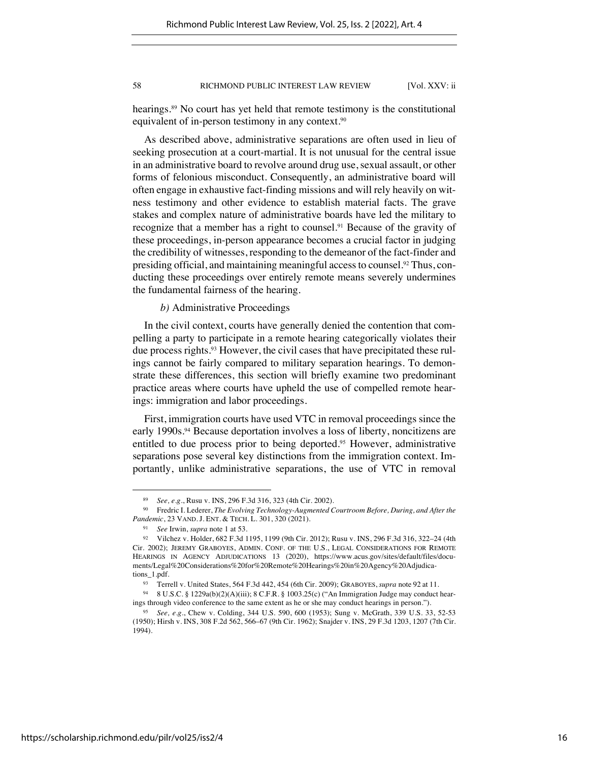hearings.[89] No court has yet held that remote testimony is the constitutional equivalent of in-person testimony in any context.[90]

As described above, administrative separations are often used in lieu of seeking prosecution at a court-martial. It is not unusual for the central issue in an administrative board to revolve around drug use, sexual assault, or other forms of felonious misconduct. Consequently, an administrative board will often engage in exhaustive fact-finding missions and will rely heavily on witness testimony and other evidence to establish material facts. The grave stakes and complex nature of administrative boards have led the military to recognize that a member has a right to counsel.[91] Because of the gravity of these proceedings, in-person appearance becomes a crucial factor in judging the credibility of witnesses, responding to the demeanor of the fact-finder and presiding official, and maintaining meaningful access to counsel.[92] Thus, conducting these proceedings over entirely remote means severely undermines the fundamental fairness of the hearing.

*b)* Administrative Proceedings

In the civil context, courts have generally denied the contention that compelling a party to participate in a remote hearing categorically violates their due process rights.[93] However, the civil cases that have precipitated these rulings cannot be fairly compared to military separation hearings. To demonstrate these differences, this section will briefly examine two predominant practice areas where courts have upheld the use of compelled remote hearings: immigration and labor proceedings.

First, immigration courts have used VTC in removal proceedings since the early 1990s.[94] Because deportation involves a loss of liberty, noncitizens are entitled to due process prior to being deported.[95] However, administrative separations pose several key distinctions from the immigration context. Importantly, unlike administrative separations, the use of VTC in removal

---

[89] *See, e.g.*, Rusu v. INS, 296 F.3d 316, 323 (4th Cir. 2002).

[90] Fredric I. Lederer, *The Evolving Technology-Augmented Courtroom Before, During, and After the Pandemic*, 23 VAND. J. ENT. & TECH. L. 301, 320 (2021).

[91] *See* Irwin, *supra* note 1 at 53.

[92] Vilchez v. Holder, 682 F.3d 1195, 1199 (9th Cir. 2012); Rusu v. INS, 296 F.3d 316, 322–24 (4th Cir. 2002); JEREMY GRABOYES, ADMIN. CONF. OF THE U.S., LEGAL CONSIDERATIONS FOR REMOTE HEARINGS IN AGENCY ADJUDICATIONS 13 (2020), https://www.acus.gov/sites/default/files/documents/Legal%20Considerations%20for%20Remote%20Hearings%20in%20Agency%20Adjudications_1.pdf.

[93] Terrell v. United States, 564 F.3d 442, 454 (6th Cir. 2009); GRABOYES, *supra* note 92 at 11.

[94] 8 U.S.C. § 1229a(b)(2)(A)(iii); 8 C.F.R. § 1003.25(c) ("An Immigration Judge may conduct hearings through video conference to the same extent as he or she may conduct hearings in person.").

[95] *See, e.g.*, Chew v. Colding, 344 U.S. 590, 600 (1953); Sung v. McGrath, 339 U.S. 33, 52-53 (1950); Hirsh v. INS, 308 F.2d 562, 566–67 (9th Cir. 1962); Snajder v. INS, 29 F.3d 1203, 1207 (7th Cir. 1994).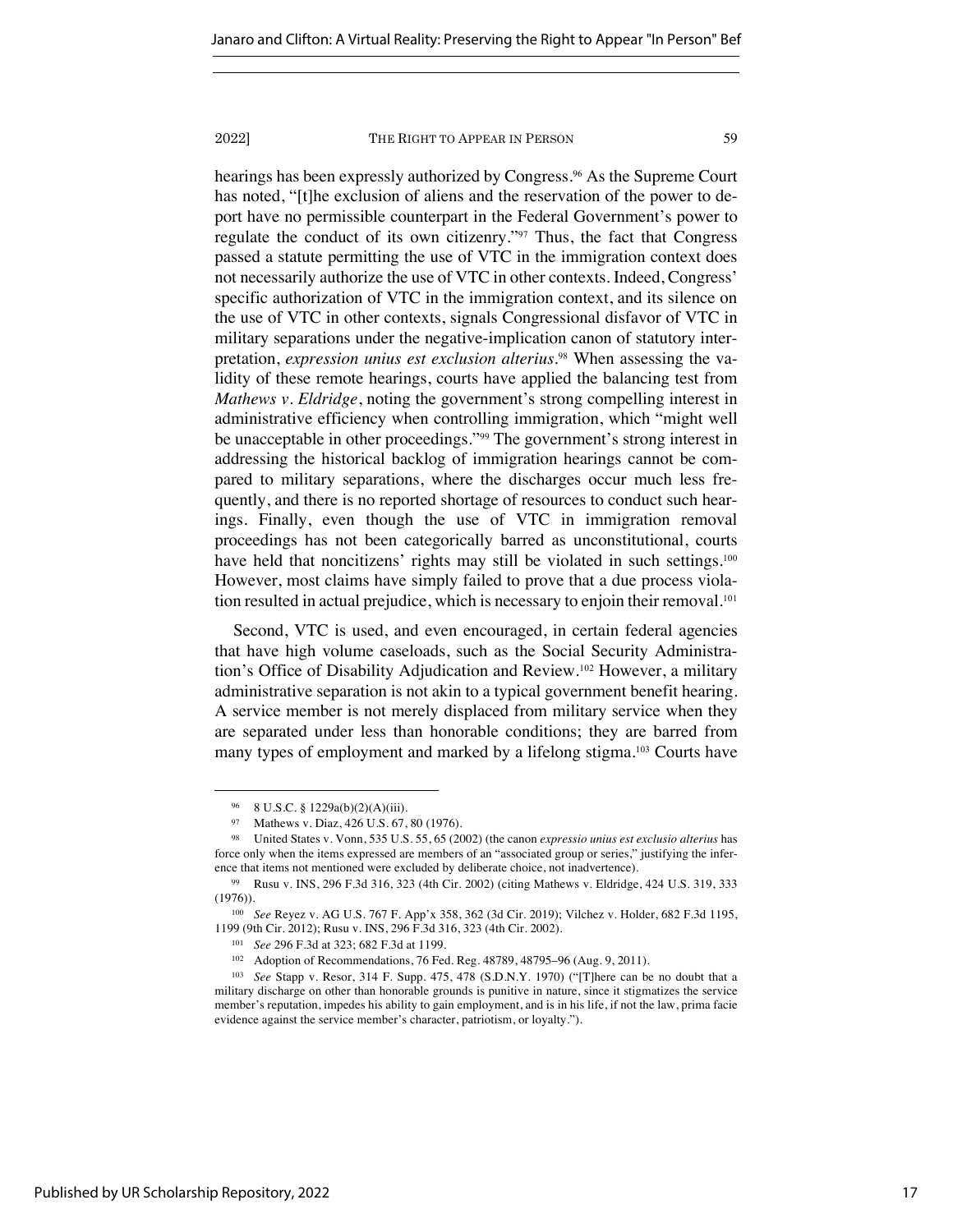hearings has been expressly authorized by Congress.[96] As the Supreme Court has noted, "[t]he exclusion of aliens and the reservation of the power to deport have no permissible counterpart in the Federal Government's power to regulate the conduct of its own citizenry."[97] Thus, the fact that Congress passed a statute permitting the use of VTC in the immigration context does not necessarily authorize the use of VTC in other contexts. Indeed, Congress' specific authorization of VTC in the immigration context, and its silence on the use of VTC in other contexts, signals Congressional disfavor of VTC in military separations under the negative-implication canon of statutory interpretation, *expression unius est exclusion alterius*.[98] When assessing the validity of these remote hearings, courts have applied the balancing test from *Mathews v. Eldridge*, noting the government's strong compelling interest in administrative efficiency when controlling immigration, which "might well be unacceptable in other proceedings."[99] The government's strong interest in addressing the historical backlog of immigration hearings cannot be compared to military separations, where the discharges occur much less frequently, and there is no reported shortage of resources to conduct such hearings. Finally, even though the use of VTC in immigration removal proceedings has not been categorically barred as unconstitutional, courts have held that noncitizens' rights may still be violated in such settings.[100] However, most claims have simply failed to prove that a due process violation resulted in actual prejudice, which is necessary to enjoin their removal.[101]

Second, VTC is used, and even encouraged, in certain federal agencies that have high volume caseloads, such as the Social Security Administration's Office of Disability Adjudication and Review.[102] However, a military administrative separation is not akin to a typical government benefit hearing. A service member is not merely displaced from military service when they are separated under less than honorable conditions; they are barred from many types of employment and marked by a lifelong stigma.[103] Courts have

---

[96] 8 U.S.C. § 1229a(b)(2)(A)(iii).

[97] Mathews v. Diaz, 426 U.S. 67, 80 (1976).

[98] United States v. Vonn, 535 U.S. 55, 65 (2002) (the canon *expressio unius est exclusio alterius* has force only when the items expressed are members of an "associated group or series," justifying the inference that items not mentioned were excluded by deliberate choice, not inadvertence).

[99] Rusu v. INS, 296 F.3d 316, 323 (4th Cir. 2002) (citing Mathews v. Eldridge, 424 U.S. 319, 333 (1976)).

[100] *See* Reyez v. AG U.S. 767 F. App'x 358, 362 (3d Cir. 2019); Vilchez v. Holder, 682 F.3d 1195, 1199 (9th Cir. 2012); Rusu v. INS, 296 F.3d 316, 323 (4th Cir. 2002).

[101] *See* 296 F.3d at 323; 682 F.3d at 1199.

[102] Adoption of Recommendations, 76 Fed. Reg. 48789, 48795–96 (Aug. 9, 2011).

[103] *See* Stapp v. Resor, 314 F. Supp. 475, 478 (S.D.N.Y. 1970) ("[T]here can be no doubt that a military discharge on other than honorable grounds is punitive in nature, since it stigmatizes the service member's reputation, impedes his ability to gain employment, and is in his life, if not the law, prima facie evidence against the service member's character, patriotism, or loyalty.").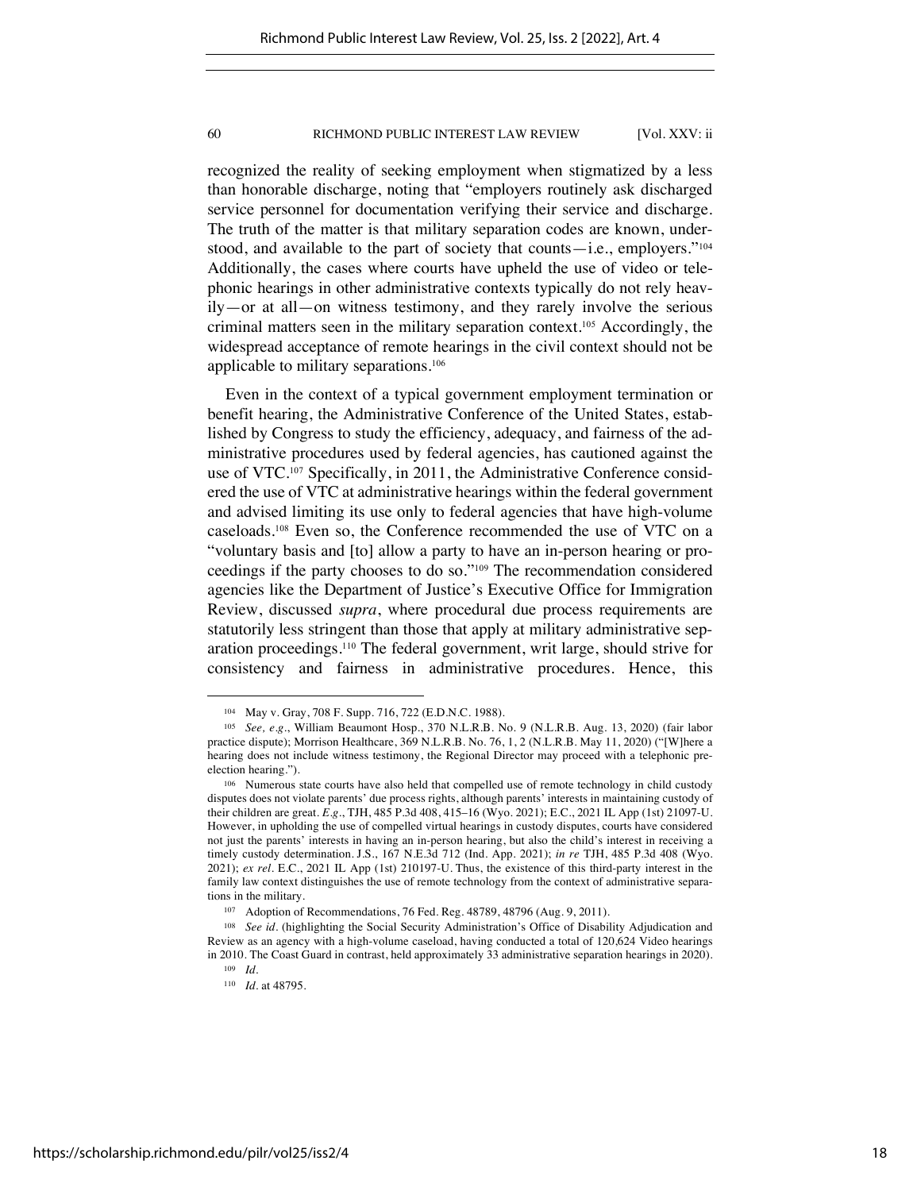recognized the reality of seeking employment when stigmatized by a less than honorable discharge, noting that "employers routinely ask discharged service personnel for documentation verifying their service and discharge. The truth of the matter is that military separation codes are known, understood, and available to the part of society that counts—i.e., employers."[104] Additionally, the cases where courts have upheld the use of video or telephonic hearings in other administrative contexts typically do not rely heavily—or at all—on witness testimony, and they rarely involve the serious criminal matters seen in the military separation context.[105] Accordingly, the widespread acceptance of remote hearings in the civil context should not be applicable to military separations.[106]

Even in the context of a typical government employment termination or benefit hearing, the Administrative Conference of the United States, established by Congress to study the efficiency, adequacy, and fairness of the administrative procedures used by federal agencies, has cautioned against the use of VTC.[107] Specifically, in 2011, the Administrative Conference considered the use of VTC at administrative hearings within the federal government and advised limiting its use only to federal agencies that have high-volume caseloads.[108] Even so, the Conference recommended the use of VTC on a "voluntary basis and [to] allow a party to have an in-person hearing or proceedings if the party chooses to do so."[109] The recommendation considered agencies like the Department of Justice's Executive Office for Immigration Review, discussed *supra*, where procedural due process requirements are statutorily less stringent than those that apply at military administrative separation proceedings.[110] The federal government, writ large, should strive for consistency and fairness in administrative procedures. Hence, this

---

[104] May v. Gray, 708 F. Supp. 716, 722 (E.D.N.C. 1988).

[105] *See, e.g.*, William Beaumont Hosp., 370 N.L.R.B. No. 9 (N.L.R.B. Aug. 13, 2020) (fair labor practice dispute); Morrison Healthcare, 369 N.L.R.B. No. 76, 1, 2 (N.L.R.B. May 11, 2020) ("[W]here a hearing does not include witness testimony, the Regional Director may proceed with a telephonic pre-election hearing.").

[106] Numerous state courts have also held that compelled use of remote technology in child custody disputes does not violate parents' due process rights, although parents' interests in maintaining custody of their children are great. *E.g.*, TJH, 485 P.3d 408, 415–16 (Wyo. 2021); E.C., 2021 IL App (1st) 21097-U. However, in upholding the use of compelled virtual hearings in custody disputes, courts have considered not just the parents' interests in having an in-person hearing, but also the child's interest in receiving a timely custody determination. J.S., 167 N.E.3d 712 (Ind. App. 2021); *in re* TJH, 485 P.3d 408 (Wyo. 2021); *ex rel.* E.C., 2021 IL App (1st) 210197-U. Thus, the existence of this third-party interest in the family law context distinguishes the use of remote technology from the context of administrative separations in the military.

[107] Adoption of Recommendations, 76 Fed. Reg. 48789, 48796 (Aug. 9, 2011).

[108] *See id.* (highlighting the Social Security Administration's Office of Disability Adjudication and Review as an agency with a high-volume caseload, having conducted a total of 120,624 Video hearings in 2010. The Coast Guard in contrast, held approximately 33 administrative separation hearings in 2020).

[109] *Id.*

[110] *Id.* at 48795.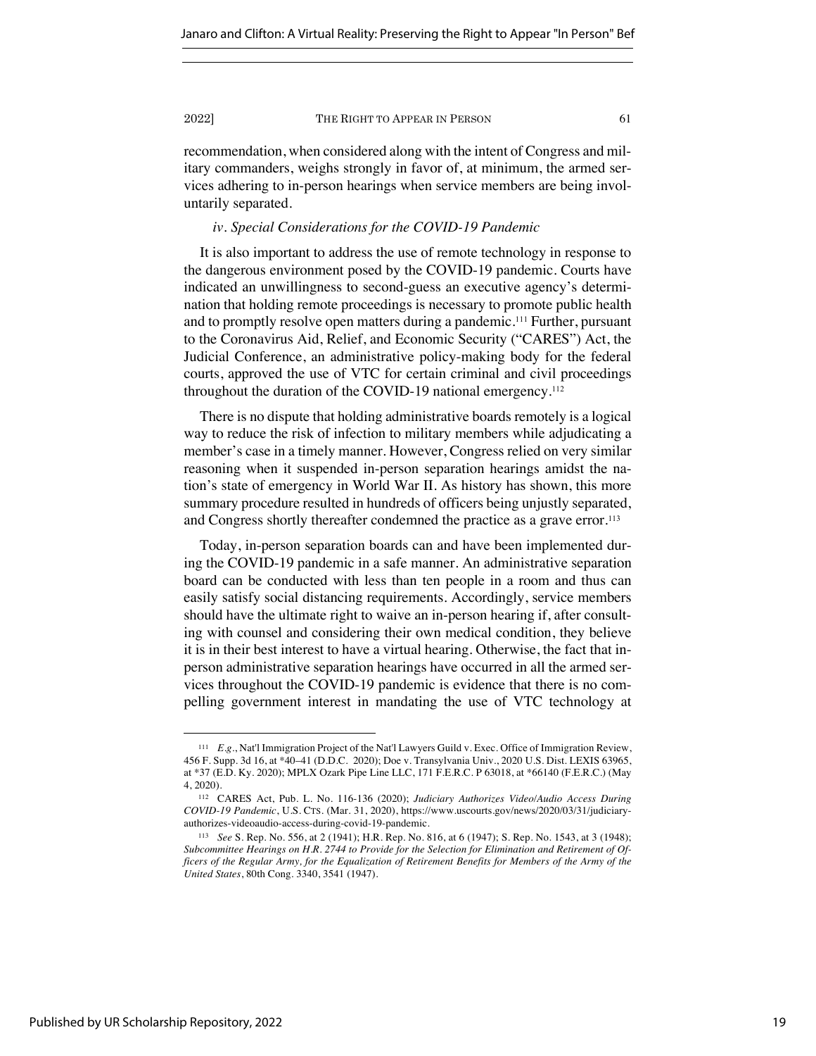recommendation, when considered along with the intent of Congress and military commanders, weighs strongly in favor of, at minimum, the armed services adhering to in-person hearings when service members are being involuntarily separated.

#### *iv. Special Considerations for the COVID-19 Pandemic*

It is also important to address the use of remote technology in response to the dangerous environment posed by the COVID-19 pandemic. Courts have indicated an unwillingness to second-guess an executive agency's determination that holding remote proceedings is necessary to promote public health and to promptly resolve open matters during a pandemic.[111] Further, pursuant to the Coronavirus Aid, Relief, and Economic Security ("CARES") Act, the Judicial Conference, an administrative policy-making body for the federal courts, approved the use of VTC for certain criminal and civil proceedings throughout the duration of the COVID-19 national emergency.[112]

There is no dispute that holding administrative boards remotely is a logical way to reduce the risk of infection to military members while adjudicating a member's case in a timely manner. However, Congress relied on very similar reasoning when it suspended in-person separation hearings amidst the nation's state of emergency in World War II. As history has shown, this more summary procedure resulted in hundreds of officers being unjustly separated, and Congress shortly thereafter condemned the practice as a grave error.[113]

Today, in-person separation boards can and have been implemented during the COVID-19 pandemic in a safe manner. An administrative separation board can be conducted with less than ten people in a room and thus can easily satisfy social distancing requirements. Accordingly, service members should have the ultimate right to waive an in-person hearing if, after consulting with counsel and considering their own medical condition, they believe it is in their best interest to have a virtual hearing. Otherwise, the fact that in-person administrative separation hearings have occurred in all the armed services throughout the COVID-19 pandemic is evidence that there is no compelling government interest in mandating the use of VTC technology at

---

[111] *E.g.*, Nat'l Immigration Project of the Nat'l Lawyers Guild v. Exec. Office of Immigration Review, 456 F. Supp. 3d 16, at *40–41 (D.D.C. 2020); Doe v. Transylvania Univ., 2020 U.S. Dist. LEXIS 63965, at *37 (E.D. Ky. 2020); MPLX Ozark Pipe Line LLC, 171 F.E.R.C. P 63018, at *66140 (F.E.R.C.) (May 4, 2020).

[112] CARES Act, Pub. L. No. 116-136 (2020); *Judiciary Authorizes Video/Audio Access During COVID-19 Pandemic*, U.S. CTS. (Mar. 31, 2020), https://www.uscourts.gov/news/2020/03/31/judiciary-authorizes-videoaudio-access-during-covid-19-pandemic.

[113] *See* S. Rep. No. 556, at 2 (1941); H.R. Rep. No. 816, at 6 (1947); S. Rep. No. 1543, at 3 (1948); *Subcommittee Hearings on H.R. 2744 to Provide for the Selection for Elimination and Retirement of Officers of the Regular Army, for the Equalization of Retirement Benefits for Members of the Army of the United States*, 80th Cong. 3340, 3541 (1947).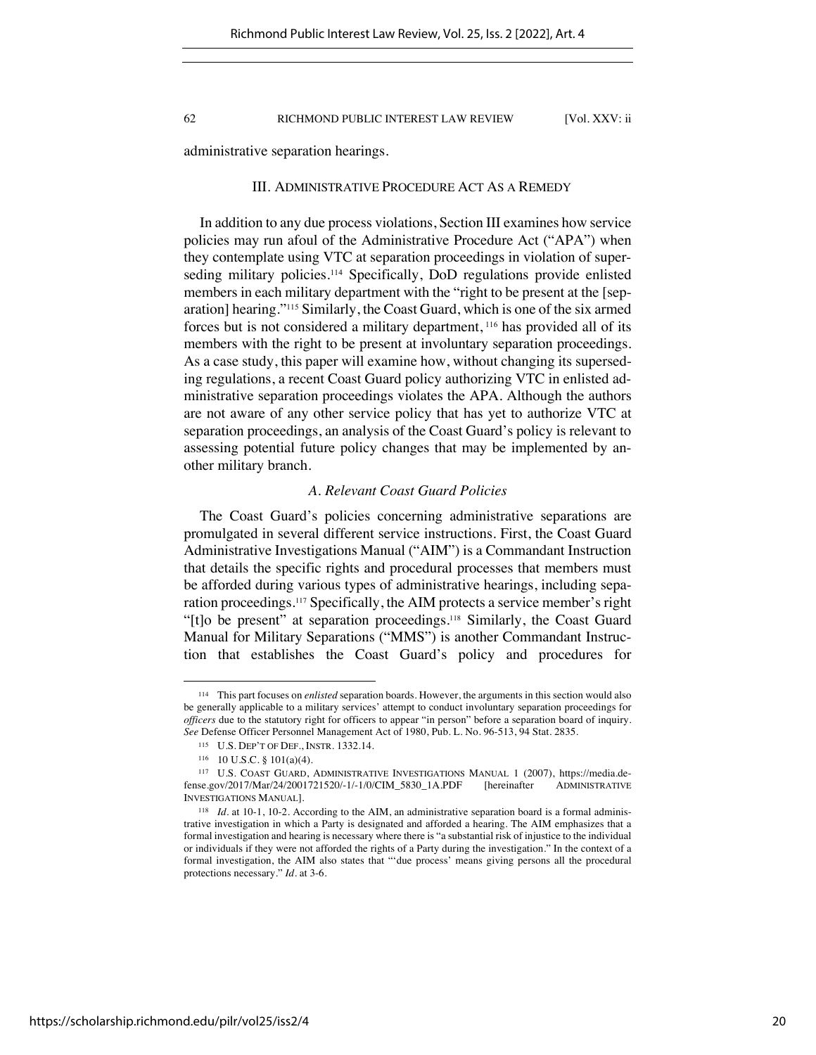administrative separation hearings.

## III. ADMINISTRATIVE PROCEDURE ACT AS A REMEDY

In addition to any due process violations, Section III examines how service policies may run afoul of the Administrative Procedure Act ("APA") when they contemplate using VTC at separation proceedings in violation of superseding military policies.[114] Specifically, DoD regulations provide enlisted members in each military department with the "right to be present at the [separation] hearing."[115] Similarly, the Coast Guard, which is one of the six armed forces but is not considered a military department,[116] has provided all of its members with the right to be present at involuntary separation proceedings. As a case study, this paper will examine how, without changing its superseding regulations, a recent Coast Guard policy authorizing VTC in enlisted administrative separation proceedings violates the APA. Although the authors are not aware of any other service policy that has yet to authorize VTC at separation proceedings, an analysis of the Coast Guard's policy is relevant to assessing potential future policy changes that may be implemented by another military branch.

### *A. Relevant Coast Guard Policies*

The Coast Guard's policies concerning administrative separations are promulgated in several different service instructions. First, the Coast Guard Administrative Investigations Manual ("AIM") is a Commandant Instruction that details the specific rights and procedural processes that members must be afforded during various types of administrative hearings, including separation proceedings.[117] Specifically, the AIM protects a service member's right "[t]o be present" at separation proceedings.[118] Similarly, the Coast Guard Manual for Military Separations ("MMS") is another Commandant Instruction that establishes the Coast Guard's policy and procedures for

---

[114] This part focuses on *enlisted* separation boards. However, the arguments in this section would also be generally applicable to a military services' attempt to conduct involuntary separation proceedings for *officers* due to the statutory right for officers to appear "in person" before a separation board of inquiry. *See* Defense Officer Personnel Management Act of 1980, Pub. L. No. 96-513, 94 Stat. 2835.

[115] U.S. DEP'T OF DEF., INSTR. 1332.14.

[116] 10 U.S.C. § 101(a)(4).

[117] U.S. COAST GUARD, ADMINISTRATIVE INVESTIGATIONS MANUAL 1 (2007), https://media.defense.gov/2017/Mar/24/2001721520/-1/-1/0/CIM_5830_1A.PDF [hereinafter ADMINISTRATIVE INVESTIGATIONS MANUAL].

[118] *Id.* at 10-1, 10-2. According to the AIM, an administrative separation board is a formal administrative investigation in which a Party is designated and afforded a hearing. The AIM emphasizes that a formal investigation and hearing is necessary where there is "a substantial risk of injustice to the individual or individuals if they were not afforded the rights of a Party during the investigation." In the context of a formal investigation, the AIM also states that "'due process' means giving persons all the procedural protections necessary." *Id.* at 3-6.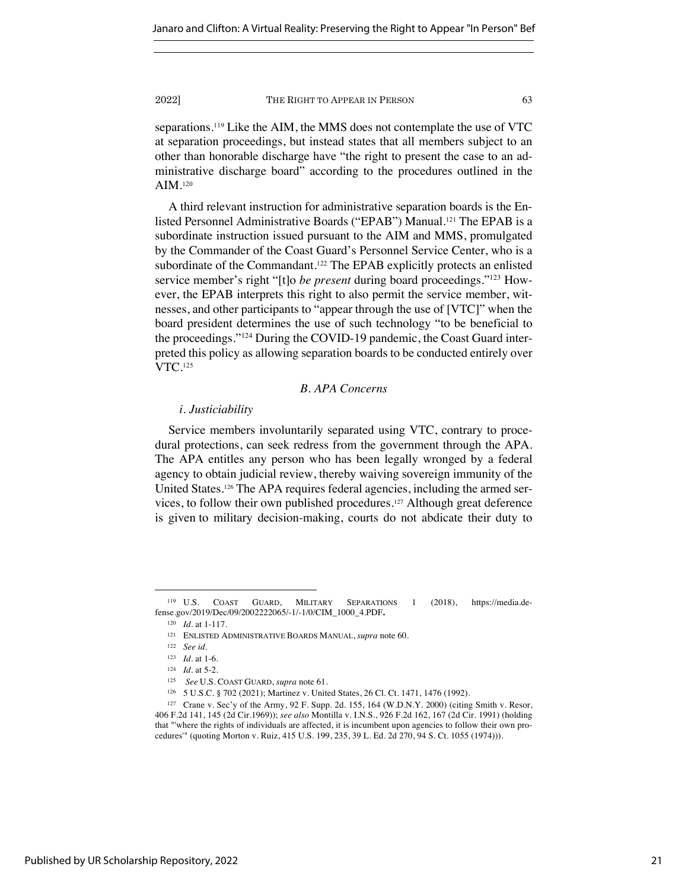separations.[119] Like the AIM, the MMS does not contemplate the use of VTC at separation proceedings, but instead states that all members subject to an other than honorable discharge have "the right to present the case to an administrative discharge board" according to the procedures outlined in the AIM.[120]

A third relevant instruction for administrative separation boards is the Enlisted Personnel Administrative Boards ("EPAB") Manual.[121] The EPAB is a subordinate instruction issued pursuant to the AIM and MMS, promulgated by the Commander of the Coast Guard's Personnel Service Center, who is a subordinate of the Commandant.[122] The EPAB explicitly protects an enlisted service member's right "[t]o *be present* during board proceedings."[123] However, the EPAB interprets this right to also permit the service member, witnesses, and other participants to "appear through the use of [VTC]" when the board president determines the use of such technology "to be beneficial to the proceedings."[124] During the COVID-19 pandemic, the Coast Guard interpreted this policy as allowing separation boards to be conducted entirely over VTC.[125]

### *B. APA Concerns*

#### *i. Justiciability*

Service members involuntarily separated using VTC, contrary to procedural protections, can seek redress from the government through the APA. The APA entitles any person who has been legally wronged by a federal agency to obtain judicial review, thereby waiving sovereign immunity of the United States.[126] The APA requires federal agencies, including the armed services, to follow their own published procedures.[127] Although great deference is given to military decision-making, courts do not abdicate their duty to

---

[119] U.S. COAST GUARD, MILITARY SEPARATIONS 1 (2018), https://media.defense.gov/2019/Dec/09/2002222065/-1/-1/0/CIM_1000_4.PDF.

[120] *Id.* at 1-117.

[121] ENLISTED ADMINISTRATIVE BOARDS MANUAL, *supra* note 60.

[122] *See id.*

[123] *Id.* at 1-6.

[124] *Id.* at 5-2.

[125] *See* U.S. COAST GUARD, *supra* note 61.

[126] 5 U.S.C. § 702 (2021); Martinez v. United States, 26 Cl. Ct. 1471, 1476 (1992).

[127] Crane v. Sec'y of the Army, 92 F. Supp. 2d. 155, 164 (W.D.N.Y. 2000) (citing Smith v. Resor, 406 F.2d 141, 145 (2d Cir.1969)); *see also* Montilla v. I.N.S., 926 F.2d 162, 167 (2d Cir. 1991) (holding that "'where the rights of individuals are affected, it is incumbent upon agencies to follow their own procedures'" (quoting Morton v. Ruiz, 415 U.S. 199, 235, 39 L. Ed. 2d 270, 94 S. Ct. 1055 (1974))).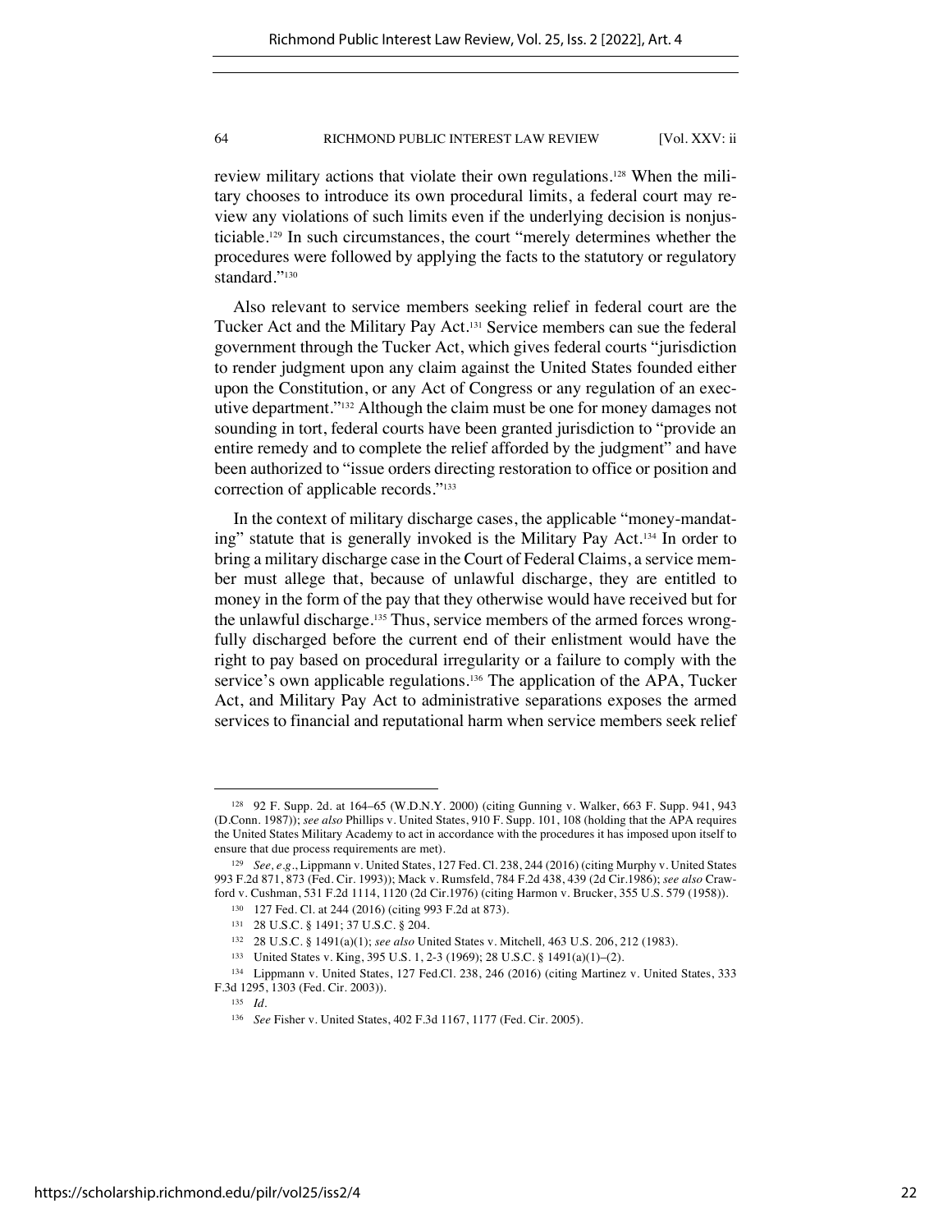review military actions that violate their own regulations.[128] When the military chooses to introduce its own procedural limits, a federal court may review any violations of such limits even if the underlying decision is nonjusticiable.[129] In such circumstances, the court "merely determines whether the procedures were followed by applying the facts to the statutory or regulatory standard."[130]

Also relevant to service members seeking relief in federal court are the Tucker Act and the Military Pay Act.[131] Service members can sue the federal government through the Tucker Act, which gives federal courts "jurisdiction to render judgment upon any claim against the United States founded either upon the Constitution, or any Act of Congress or any regulation of an executive department."[132] Although the claim must be one for money damages not sounding in tort, federal courts have been granted jurisdiction to "provide an entire remedy and to complete the relief afforded by the judgment" and have been authorized to "issue orders directing restoration to office or position and correction of applicable records."[133]

In the context of military discharge cases, the applicable "money-mandating" statute that is generally invoked is the Military Pay Act.[134] In order to bring a military discharge case in the Court of Federal Claims, a service member must allege that, because of unlawful discharge, they are entitled to money in the form of the pay that they otherwise would have received but for the unlawful discharge.[135] Thus, service members of the armed forces wrongfully discharged before the current end of their enlistment would have the right to pay based on procedural irregularity or a failure to comply with the service's own applicable regulations.[136] The application of the APA, Tucker Act, and Military Pay Act to administrative separations exposes the armed services to financial and reputational harm when service members seek relief

---

[128] 92 F. Supp. 2d. at 164–65 (W.D.N.Y. 2000) (citing Gunning v. Walker, 663 F. Supp. 941, 943 (D.Conn. 1987)); *see also* Phillips v. United States, 910 F. Supp. 101, 108 (holding that the APA requires the United States Military Academy to act in accordance with the procedures it has imposed upon itself to ensure that due process requirements are met).

[129] *See, e.g.*, Lippmann v. United States, 127 Fed. Cl. 238, 244 (2016) (citing Murphy v. United States 993 F.2d 871, 873 (Fed. Cir. 1993)); Mack v. Rumsfeld, 784 F.2d 438, 439 (2d Cir.1986); *see also* Crawford v. Cushman, 531 F.2d 1114, 1120 (2d Cir.1976) (citing Harmon v. Brucker, 355 U.S. 579 (1958)).

[130] 127 Fed. Cl. at 244 (2016) (citing 993 F.2d at 873).

[131] 28 U.S.C. § 1491; 37 U.S.C. § 204.

[132] 28 U.S.C. § 1491(a)(1); *see also* United States v. Mitchell, 463 U.S. 206, 212 (1983).

[133] United States v. King, 395 U.S. 1, 2-3 (1969); 28 U.S.C. § 1491(a)(1)–(2).

[134] Lippmann v. United States, 127 Fed.Cl. 238, 246 (2016) (citing Martinez v. United States, 333 F.3d 1295, 1303 (Fed. Cir. 2003)).

[135] *Id.*

[136] *See* Fisher v. United States, 402 F.3d 1167, 1177 (Fed. Cir. 2005).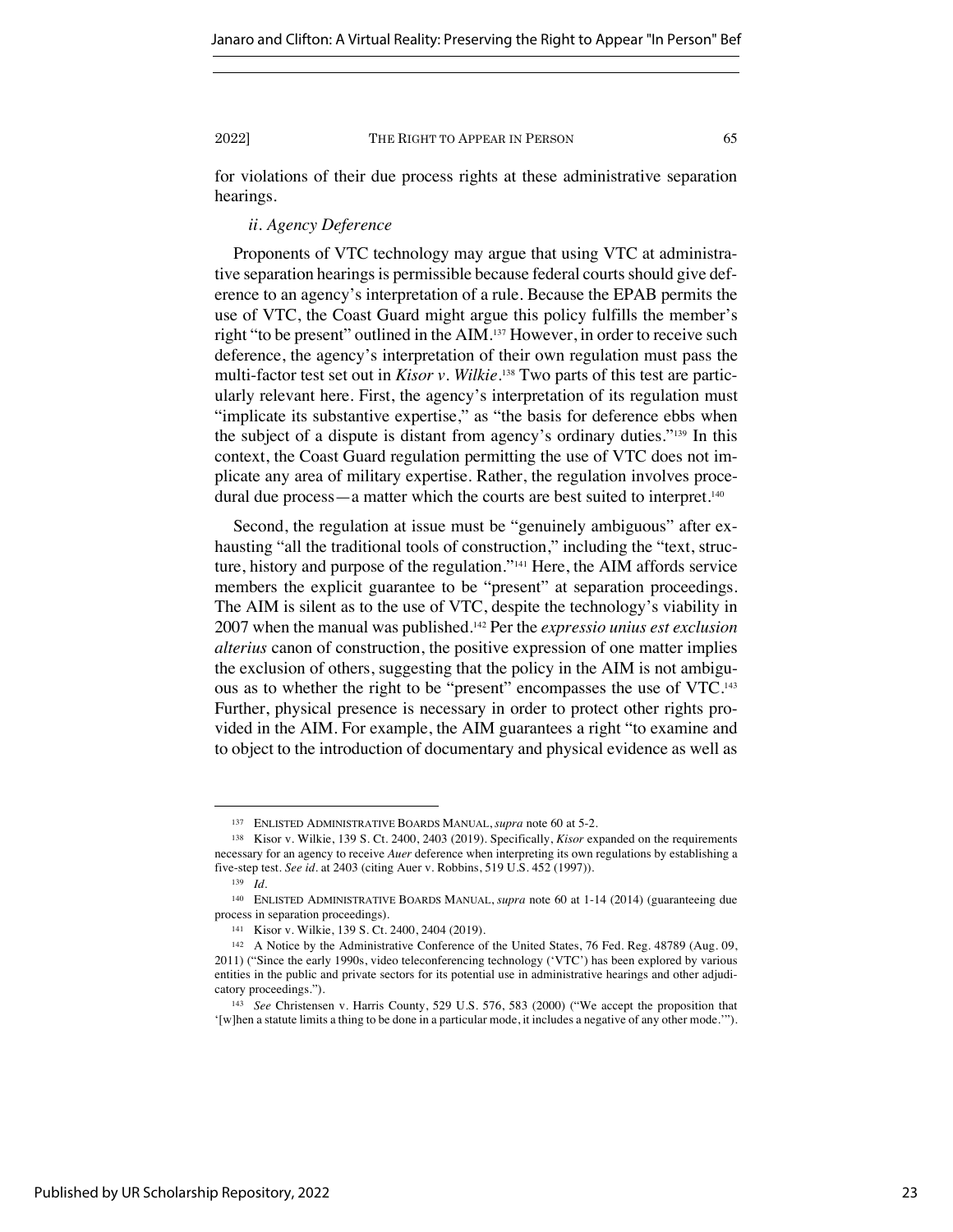for violations of their due process rights at these administrative separation hearings.

### *ii. Agency Deference*

Proponents of VTC technology may argue that using VTC at administrative separation hearings is permissible because federal courts should give deference to an agency's interpretation of a rule. Because the EPAB permits the use of VTC, the Coast Guard might argue this policy fulfills the member's right "to be present" outlined in the AIM.[137] However, in order to receive such deference, the agency's interpretation of their own regulation must pass the multi-factor test set out in *Kisor v. Wilkie*.[138] Two parts of this test are particularly relevant here. First, the agency's interpretation of its regulation must "implicate its substantive expertise," as "the basis for deference ebbs when the subject of a dispute is distant from agency's ordinary duties."[139] In this context, the Coast Guard regulation permitting the use of VTC does not implicate any area of military expertise. Rather, the regulation involves procedural due process—a matter which the courts are best suited to interpret.[140]

Second, the regulation at issue must be "genuinely ambiguous" after exhausting "all the traditional tools of construction," including the "text, structure, history and purpose of the regulation."[141] Here, the AIM affords service members the explicit guarantee to be "present" at separation proceedings. The AIM is silent as to the use of VTC, despite the technology's viability in 2007 when the manual was published.[142] Per the *expressio unius est exclusion alterius* canon of construction, the positive expression of one matter implies the exclusion of others, suggesting that the policy in the AIM is not ambiguous as to whether the right to be "present" encompasses the use of VTC.[143] Further, physical presence is necessary in order to protect other rights provided in the AIM. For example, the AIM guarantees a right "to examine and to object to the introduction of documentary and physical evidence as well as

---

[137] ENLISTED ADMINISTRATIVE BOARDS MANUAL, *supra* note 60 at 5-2.

[138] Kisor v. Wilkie, 139 S. Ct. 2400, 2403 (2019). Specifically, *Kisor* expanded on the requirements necessary for an agency to receive *Auer* deference when interpreting its own regulations by establishing a five-step test. *See id.* at 2403 (citing Auer v. Robbins, 519 U.S. 452 (1997)).

[139] *Id.*

[140] ENLISTED ADMINISTRATIVE BOARDS MANUAL, *supra* note 60 at 1-14 (2014) (guaranteeing due process in separation proceedings).

[141] Kisor v. Wilkie, 139 S. Ct. 2400, 2404 (2019).

[142] A Notice by the Administrative Conference of the United States, 76 Fed. Reg. 48789 (Aug. 09, 2011) ("Since the early 1990s, video teleconferencing technology ('VTC') has been explored by various entities in the public and private sectors for its potential use in administrative hearings and other adjudicatory proceedings.").

[143] *See* Christensen v. Harris County, 529 U.S. 576, 583 (2000) ("We accept the proposition that '[w]hen a statute limits a thing to be done in a particular mode, it includes a negative of any other mode.'").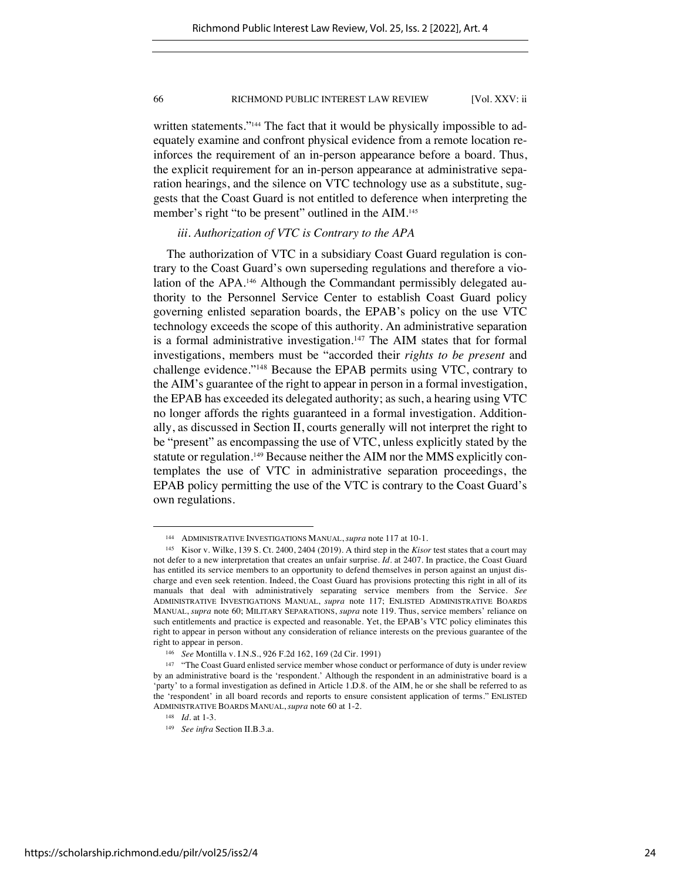written statements."[144] The fact that it would be physically impossible to adequately examine and confront physical evidence from a remote location reinforces the requirement of an in-person appearance before a board. Thus, the explicit requirement for an in-person appearance at administrative separation hearings, and the silence on VTC technology use as a substitute, suggests that the Coast Guard is not entitled to deference when interpreting the member's right "to be present" outlined in the AIM.[145]

*iii. Authorization of VTC is Contrary to the APA*

The authorization of VTC in a subsidiary Coast Guard regulation is contrary to the Coast Guard's own superseding regulations and therefore a violation of the APA.[146] Although the Commandant permissibly delegated authority to the Personnel Service Center to establish Coast Guard policy governing enlisted separation boards, the EPAB's policy on the use VTC technology exceeds the scope of this authority. An administrative separation is a formal administrative investigation.[147] The AIM states that for formal investigations, members must be "accorded their *rights to be present* and challenge evidence."[148] Because the EPAB permits using VTC, contrary to the AIM's guarantee of the right to appear in person in a formal investigation, the EPAB has exceeded its delegated authority; as such, a hearing using VTC no longer affords the rights guaranteed in a formal investigation. Additionally, as discussed in Section II, courts generally will not interpret the right to be "present" as encompassing the use of VTC, unless explicitly stated by the statute or regulation.[149] Because neither the AIM nor the MMS explicitly contemplates the use of VTC in administrative separation proceedings, the EPAB policy permitting the use of the VTC is contrary to the Coast Guard's own regulations.

---

[144] ADMINISTRATIVE INVESTIGATIONS MANUAL, *supra* note 117 at 10-1.

[145] Kisor v. Wilke, 139 S. Ct. 2400, 2404 (2019). A third step in the *Kisor* test states that a court may not defer to a new interpretation that creates an unfair surprise. *Id.* at 2407. In practice, the Coast Guard has entitled its service members to an opportunity to defend themselves in person against an unjust discharge and even seek retention. Indeed, the Coast Guard has provisions protecting this right in all of its manuals that deal with administratively separating service members from the Service. *See* ADMINISTRATIVE INVESTIGATIONS MANUAL, *supra* note 117; ENLISTED ADMINISTRATIVE BOARDS MANUAL, *supra* note 60; MILITARY SEPARATIONS, *supra* note 119. Thus, service members' reliance on such entitlements and practice is expected and reasonable. Yet, the EPAB's VTC policy eliminates this right to appear in person without any consideration of reliance interests on the previous guarantee of the right to appear in person.

[146] *See* Montilla v. I.N.S., 926 F.2d 162, 169 (2d Cir. 1991)

[147] "The Coast Guard enlisted service member whose conduct or performance of duty is under review by an administrative board is the 'respondent.' Although the respondent in an administrative board is a 'party' to a formal investigation as defined in Article 1.D.8. of the AIM, he or she shall be referred to as the 'respondent' in all board records and reports to ensure consistent application of terms." ENLISTED ADMINISTRATIVE BOARDS MANUAL, *supra* note 60 at 1-2.

[148] *Id.* at 1-3.

[149] *See infra* Section II.B.3.a.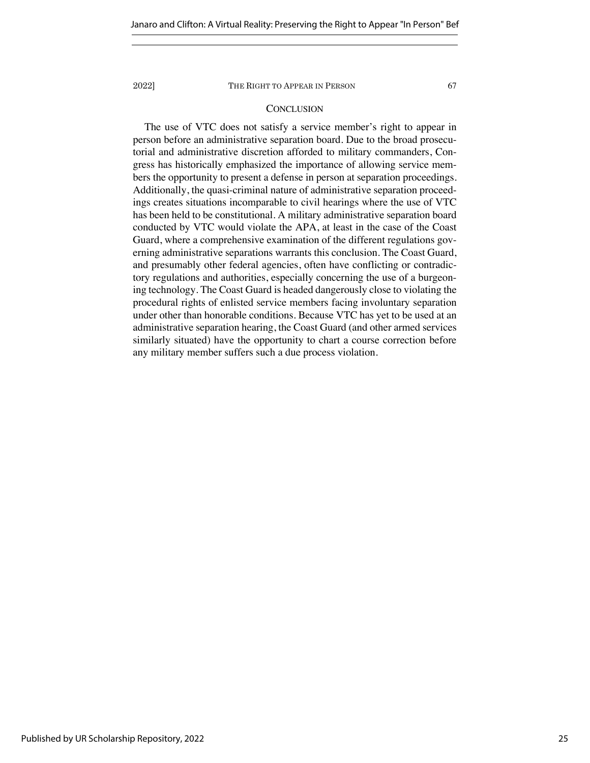## CONCLUSION

The use of VTC does not satisfy a service member's right to appear in person before an administrative separation board. Due to the broad prosecutorial and administrative discretion afforded to military commanders, Congress has historically emphasized the importance of allowing service members the opportunity to present a defense in person at separation proceedings. Additionally, the quasi-criminal nature of administrative separation proceedings creates situations incomparable to civil hearings where the use of VTC has been held to be constitutional. A military administrative separation board conducted by VTC would violate the APA, at least in the case of the Coast Guard, where a comprehensive examination of the different regulations governing administrative separations warrants this conclusion. The Coast Guard, and presumably other federal agencies, often have conflicting or contradictory regulations and authorities, especially concerning the use of a burgeoning technology. The Coast Guard is headed dangerously close to violating the procedural rights of enlisted service members facing involuntary separation under other than honorable conditions. Because VTC has yet to be used at an administrative separation hearing, the Coast Guard (and other armed services similarly situated) have the opportunity to chart a course correction before any military member suffers such a due process violation.